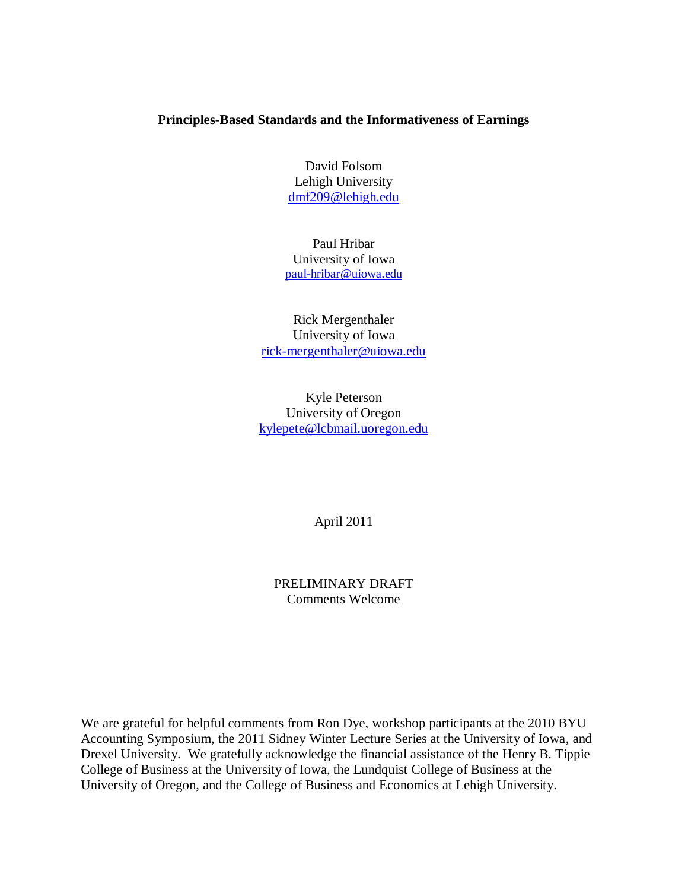# Principles-Based Standards and the Informativeness of Earnings

David Folsom
Lehigh University
dmf209@lehigh.edu

Paul Hribar
University of Iowa
paul-hribar@uiowa.edu

Rick Mergenthaler
University of Iowa
rick-mergenthaler@uiowa.edu

Kyle Peterson
University of Oregon
kylepete@lcbmail.uoregon.edu

April 2011

PRELIMINARY DRAFT
Comments Welcome

We are grateful for helpful comments from Ron Dye, workshop participants at the 2010 BYU Accounting Symposium, the 2011 Sidney Winter Lecture Series at the University of Iowa, and Drexel University. We gratefully acknowledge the financial assistance of the Henry B. Tippie College of Business at the University of Iowa, the Lundquist College of Business at the University of Oregon, and the College of Business and Economics at Lehigh University.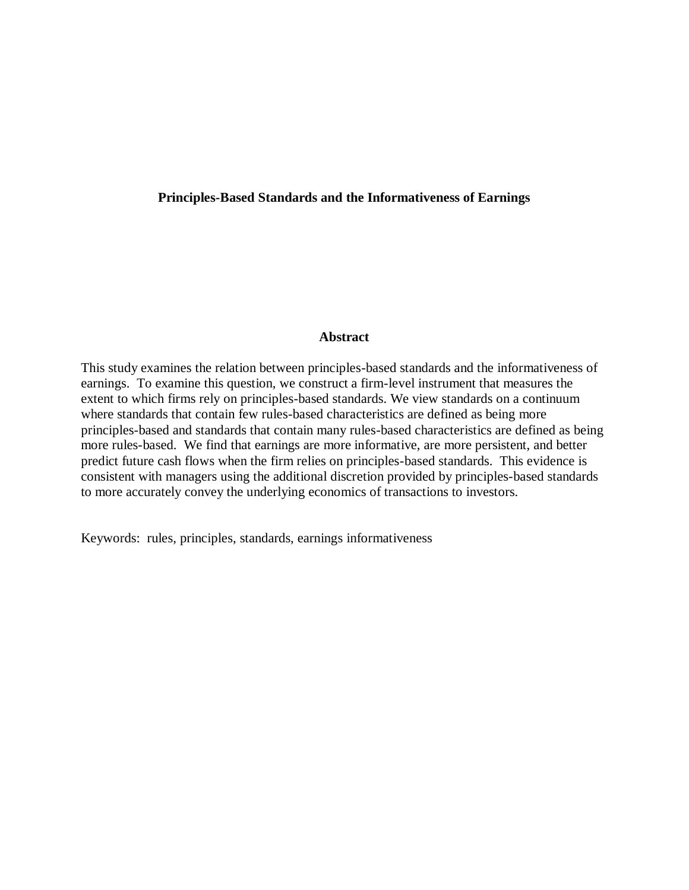**Principles-Based Standards and the Informativeness of Earnings**

**Abstract**

This study examines the relation between principles-based standards and the informativeness of earnings. To examine this question, we construct a firm-level instrument that measures the extent to which firms rely on principles-based standards. We view standards on a continuum where standards that contain few rules-based characteristics are defined as being more principles-based and standards that contain many rules-based characteristics are defined as being more rules-based. We find that earnings are more informative, are more persistent, and better predict future cash flows when the firm relies on principles-based standards. This evidence is consistent with managers using the additional discretion provided by principles-based standards to more accurately convey the underlying economics of transactions to investors.

Keywords: rules, principles, standards, earnings informativeness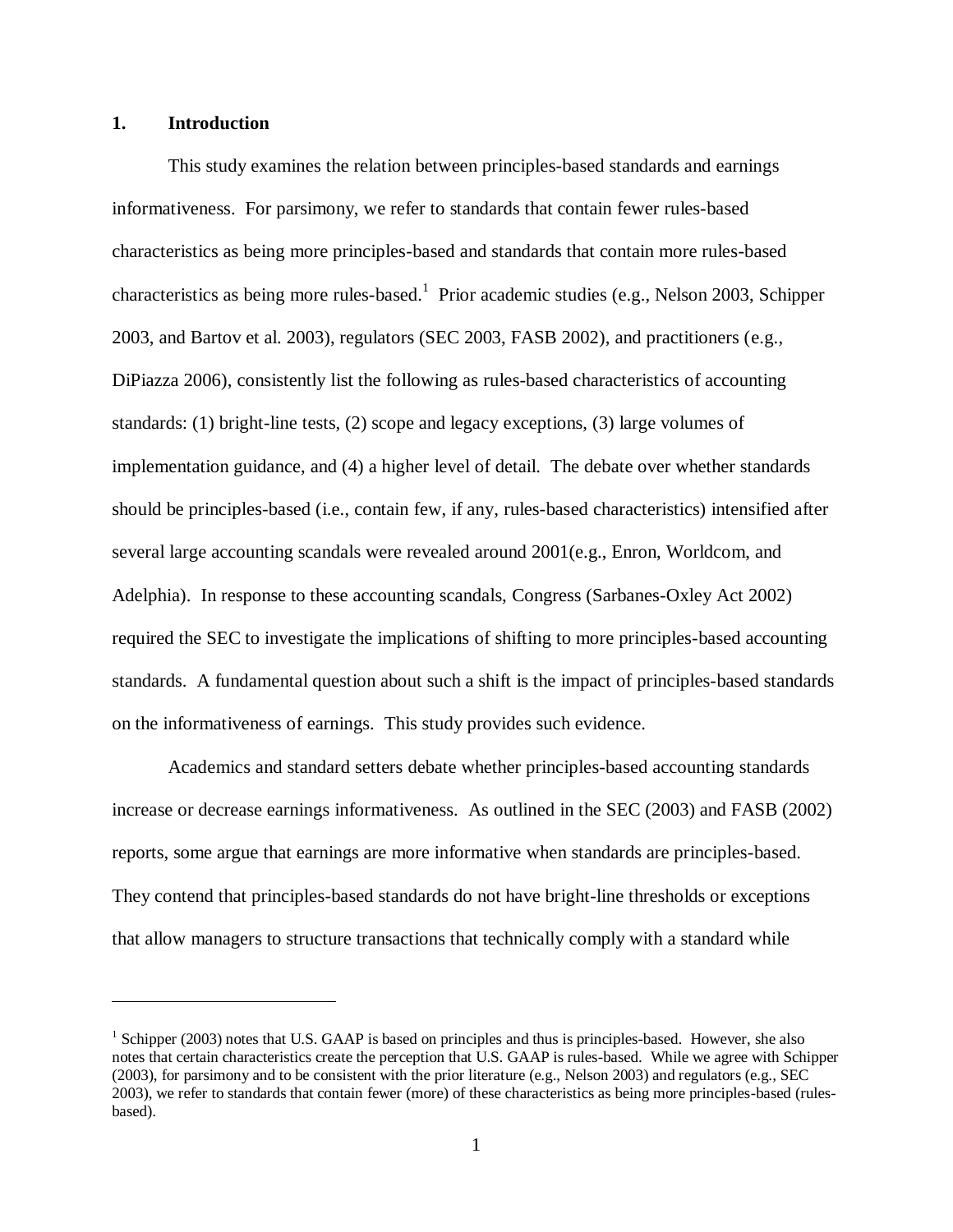## 1. Introduction

This study examines the relation between principles-based standards and earnings informativeness. For parsimony, we refer to standards that contain fewer rules-based characteristics as being more principles-based and standards that contain more rules-based characteristics as being more rules-based.[1] Prior academic studies (e.g., Nelson 2003, Schipper 2003, and Bartov et al. 2003), regulators (SEC 2003, FASB 2002), and practitioners (e.g., DiPiazza 2006), consistently list the following as rules-based characteristics of accounting standards: (1) bright-line tests, (2) scope and legacy exceptions, (3) large volumes of implementation guidance, and (4) a higher level of detail. The debate over whether standards should be principles-based (i.e., contain few, if any, rules-based characteristics) intensified after several large accounting scandals were revealed around 2001(e.g., Enron, Worldcom, and Adelphia). In response to these accounting scandals, Congress (Sarbanes-Oxley Act 2002) required the SEC to investigate the implications of shifting to more principles-based accounting standards. A fundamental question about such a shift is the impact of principles-based standards on the informativeness of earnings. This study provides such evidence.

Academics and standard setters debate whether principles-based accounting standards increase or decrease earnings informativeness. As outlined in the SEC (2003) and FASB (2002) reports, some argue that earnings are more informative when standards are principles-based. They contend that principles-based standards do not have bright-line thresholds or exceptions that allow managers to structure transactions that technically comply with a standard while

[1] Schipper (2003) notes that U.S. GAAP is based on principles and thus is principles-based. However, she also notes that certain characteristics create the perception that U.S. GAAP is rules-based. While we agree with Schipper (2003), for parsimony and to be consistent with the prior literature (e.g., Nelson 2003) and regulators (e.g., SEC 2003), we refer to standards that contain fewer (more) of these characteristics as being more principles-based (rules-based).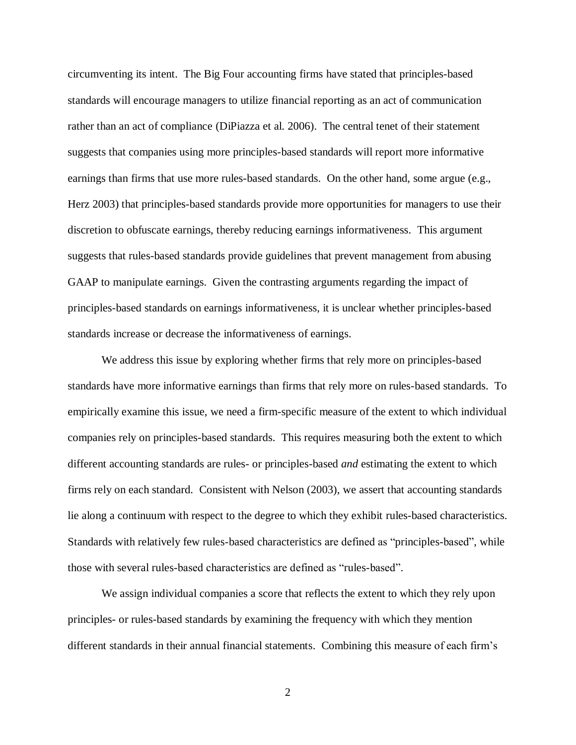circumventing its intent. The Big Four accounting firms have stated that principles-based standards will encourage managers to utilize financial reporting as an act of communication rather than an act of compliance (DiPiazza et al. 2006). The central tenet of their statement suggests that companies using more principles-based standards will report more informative earnings than firms that use more rules-based standards. On the other hand, some argue (e.g., Herz 2003) that principles-based standards provide more opportunities for managers to use their discretion to obfuscate earnings, thereby reducing earnings informativeness. This argument suggests that rules-based standards provide guidelines that prevent management from abusing GAAP to manipulate earnings. Given the contrasting arguments regarding the impact of principles-based standards on earnings informativeness, it is unclear whether principles-based standards increase or decrease the informativeness of earnings.

We address this issue by exploring whether firms that rely more on principles-based standards have more informative earnings than firms that rely more on rules-based standards. To empirically examine this issue, we need a firm-specific measure of the extent to which individual companies rely on principles-based standards. This requires measuring both the extent to which different accounting standards are rules- or principles-based *and* estimating the extent to which firms rely on each standard. Consistent with Nelson (2003), we assert that accounting standards lie along a continuum with respect to the degree to which they exhibit rules-based characteristics. Standards with relatively few rules-based characteristics are defined as "principles-based", while those with several rules-based characteristics are defined as "rules-based".

We assign individual companies a score that reflects the extent to which they rely upon principles- or rules-based standards by examining the frequency with which they mention different standards in their annual financial statements. Combining this measure of each firm's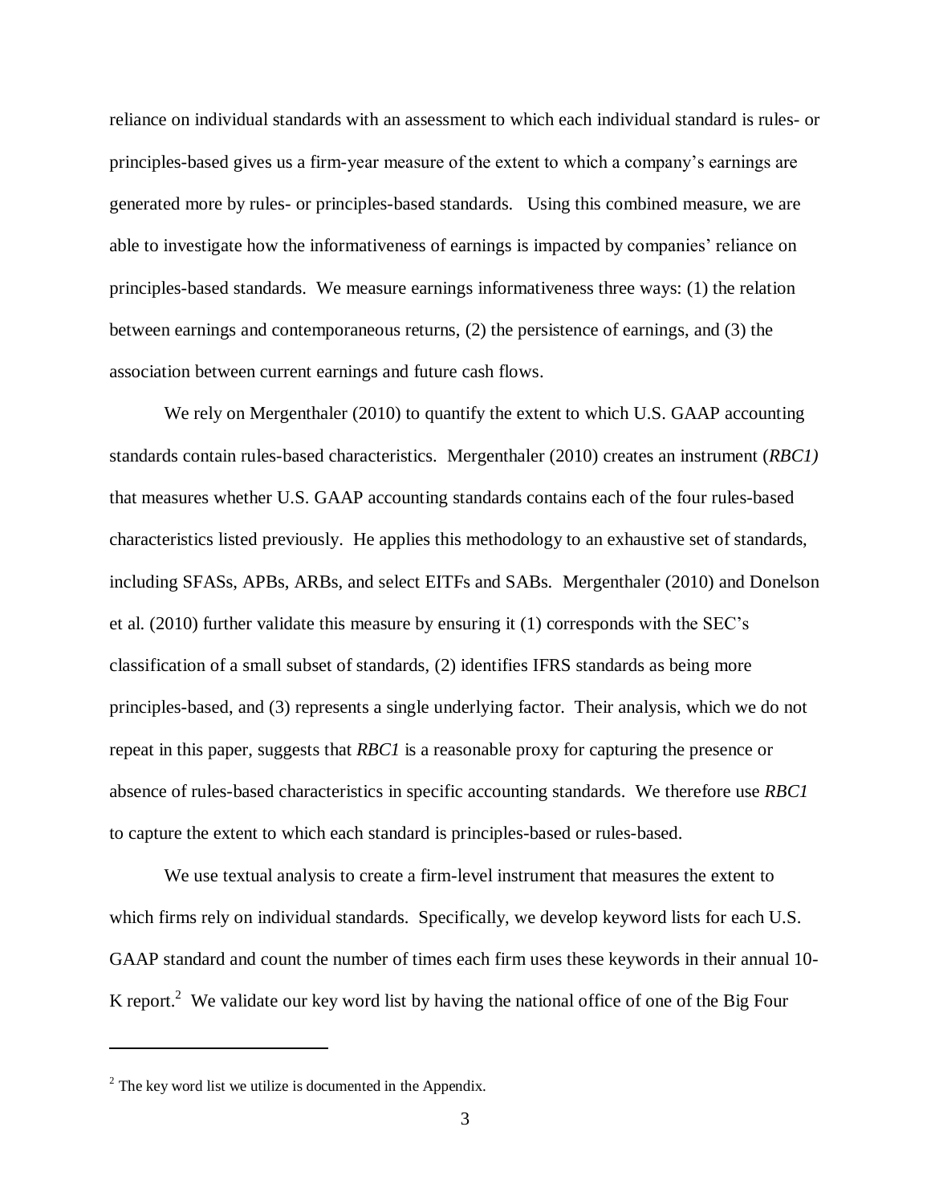reliance on individual standards with an assessment to which each individual standard is rules- or principles-based gives us a firm-year measure of the extent to which a company's earnings are generated more by rules- or principles-based standards. Using this combined measure, we are able to investigate how the informativeness of earnings is impacted by companies' reliance on principles-based standards. We measure earnings informativeness three ways: (1) the relation between earnings and contemporaneous returns, (2) the persistence of earnings, and (3) the association between current earnings and future cash flows.

We rely on Mergenthaler (2010) to quantify the extent to which U.S. GAAP accounting standards contain rules-based characteristics. Mergenthaler (2010) creates an instrument (*RBC1)* that measures whether U.S. GAAP accounting standards contains each of the four rules-based characteristics listed previously. He applies this methodology to an exhaustive set of standards, including SFASs, APBs, ARBs, and select EITFs and SABs. Mergenthaler (2010) and Donelson et al. (2010) further validate this measure by ensuring it (1) corresponds with the SEC's classification of a small subset of standards, (2) identifies IFRS standards as being more principles-based, and (3) represents a single underlying factor. Their analysis, which we do not repeat in this paper, suggests that *RBC1* is a reasonable proxy for capturing the presence or absence of rules-based characteristics in specific accounting standards. We therefore use *RBC1* to capture the extent to which each standard is principles-based or rules-based.

We use textual analysis to create a firm-level instrument that measures the extent to which firms rely on individual standards. Specifically, we develop keyword lists for each U.S. GAAP standard and count the number of times each firm uses these keywords in their annual 10-K report.[2] We validate our key word list by having the national office of one of the Big Four

---

[2] The key word list we utilize is documented in the Appendix.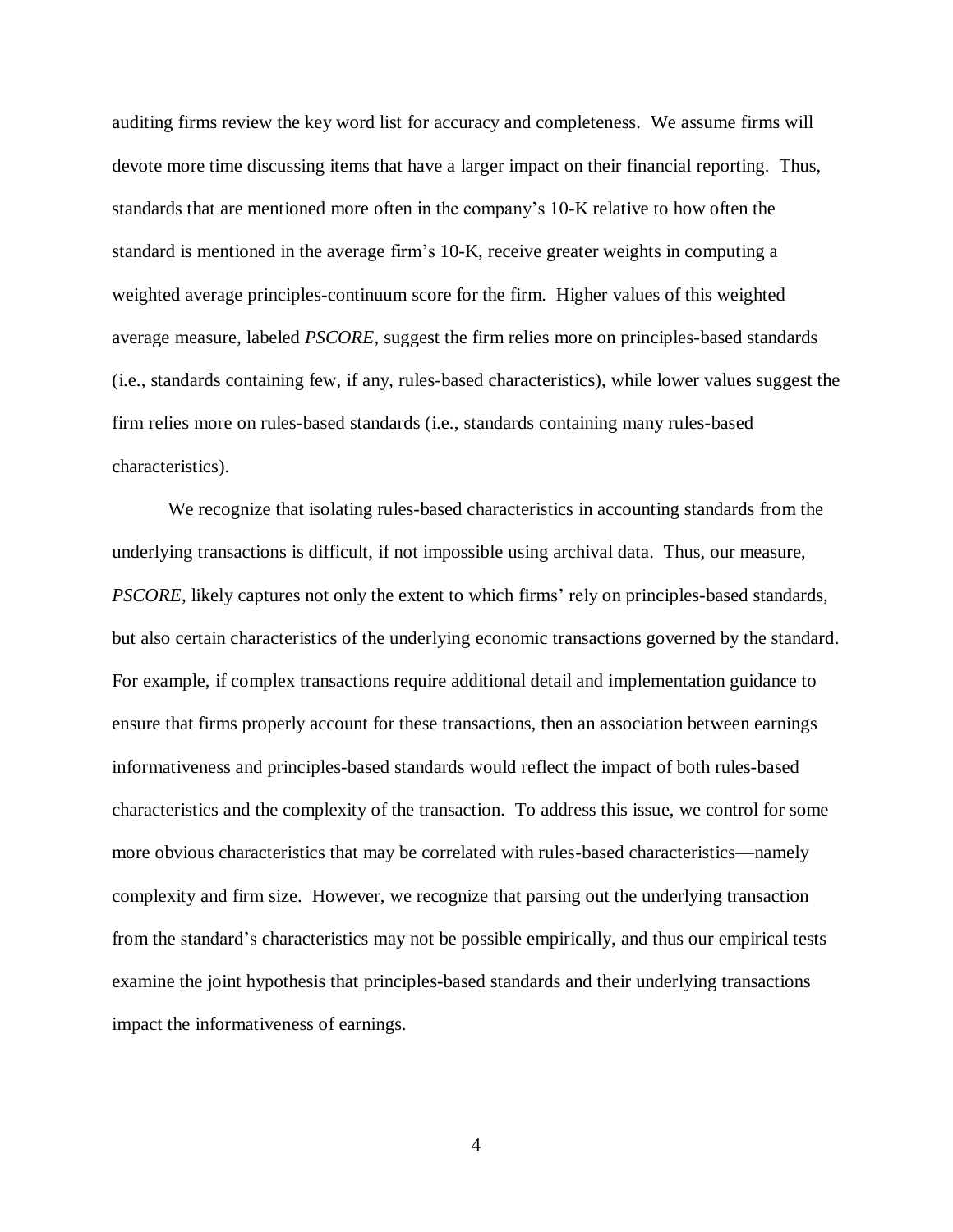auditing firms review the key word list for accuracy and completeness. We assume firms will devote more time discussing items that have a larger impact on their financial reporting. Thus, standards that are mentioned more often in the company's 10-K relative to how often the standard is mentioned in the average firm's 10-K, receive greater weights in computing a weighted average principles-continuum score for the firm. Higher values of this weighted average measure, labeled *PSCORE*, suggest the firm relies more on principles-based standards (i.e., standards containing few, if any, rules-based characteristics), while lower values suggest the firm relies more on rules-based standards (i.e., standards containing many rules-based characteristics).

We recognize that isolating rules-based characteristics in accounting standards from the underlying transactions is difficult, if not impossible using archival data. Thus, our measure, *PSCORE*, likely captures not only the extent to which firms' rely on principles-based standards, but also certain characteristics of the underlying economic transactions governed by the standard. For example, if complex transactions require additional detail and implementation guidance to ensure that firms properly account for these transactions, then an association between earnings informativeness and principles-based standards would reflect the impact of both rules-based characteristics and the complexity of the transaction. To address this issue, we control for some more obvious characteristics that may be correlated with rules-based characteristics—namely complexity and firm size. However, we recognize that parsing out the underlying transaction from the standard's characteristics may not be possible empirically, and thus our empirical tests examine the joint hypothesis that principles-based standards and their underlying transactions impact the informativeness of earnings.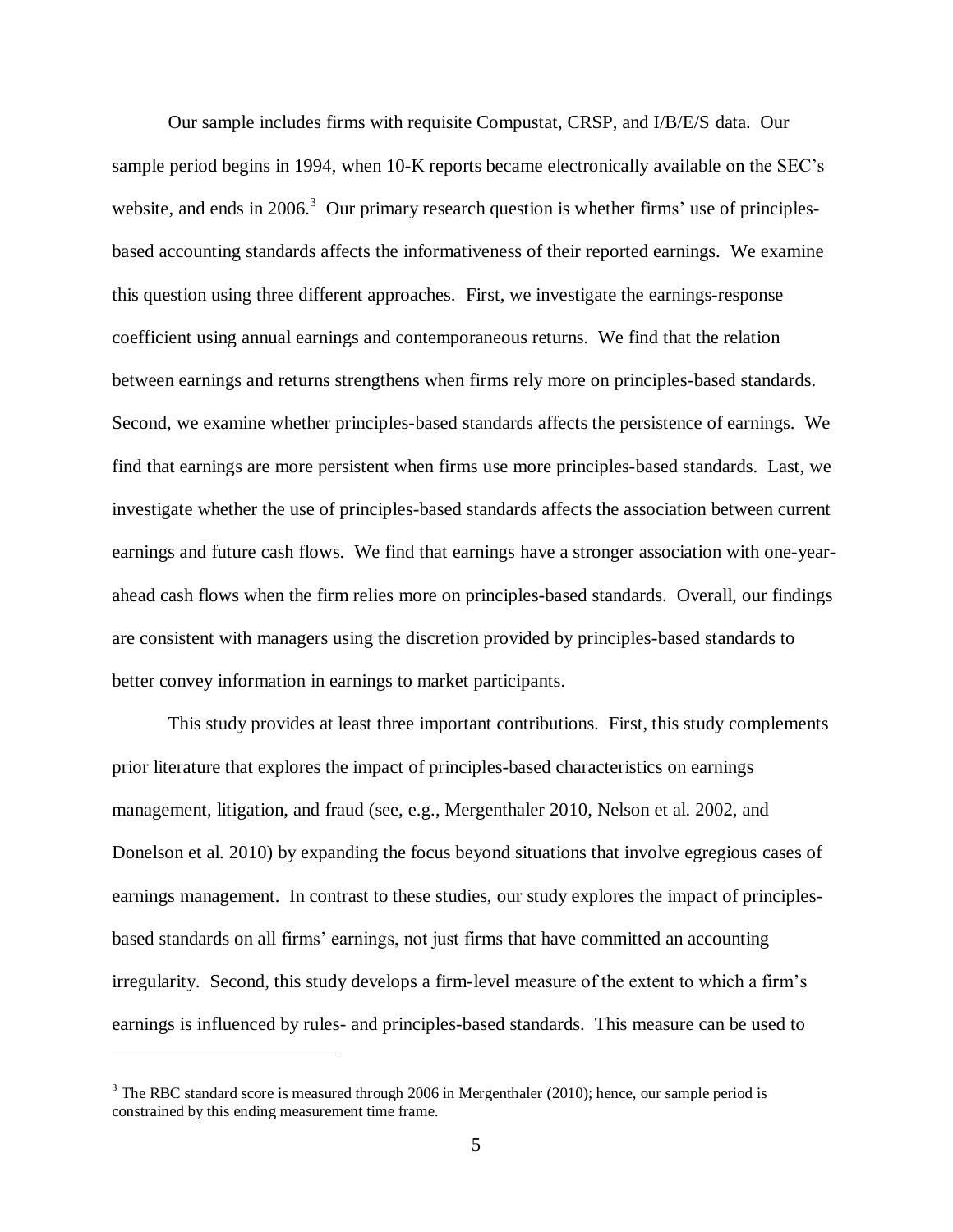Our sample includes firms with requisite Compustat, CRSP, and I/B/E/S data. Our sample period begins in 1994, when 10-K reports became electronically available on the SEC's website, and ends in 2006.[3] Our primary research question is whether firms' use of principles-based accounting standards affects the informativeness of their reported earnings. We examine this question using three different approaches. First, we investigate the earnings-response coefficient using annual earnings and contemporaneous returns. We find that the relation between earnings and returns strengthens when firms rely more on principles-based standards. Second, we examine whether principles-based standards affects the persistence of earnings. We find that earnings are more persistent when firms use more principles-based standards. Last, we investigate whether the use of principles-based standards affects the association between current earnings and future cash flows. We find that earnings have a stronger association with one-year-ahead cash flows when the firm relies more on principles-based standards. Overall, our findings are consistent with managers using the discretion provided by principles-based standards to better convey information in earnings to market participants.

This study provides at least three important contributions. First, this study complements prior literature that explores the impact of principles-based characteristics on earnings management, litigation, and fraud (see, e.g., Mergenthaler 2010, Nelson et al. 2002, and Donelson et al. 2010) by expanding the focus beyond situations that involve egregious cases of earnings management. In contrast to these studies, our study explores the impact of principles-based standards on all firms' earnings, not just firms that have committed an accounting irregularity. Second, this study develops a firm-level measure of the extent to which a firm's earnings is influenced by rules- and principles-based standards. This measure can be used to

---

[3] The RBC standard score is measured through 2006 in Mergenthaler (2010); hence, our sample period is constrained by this ending measurement time frame.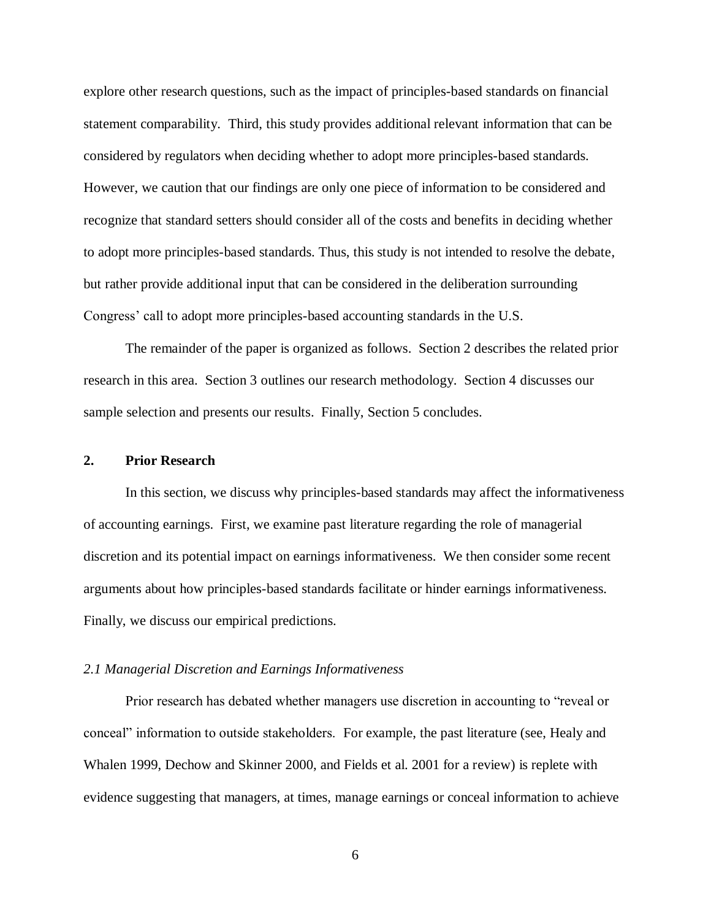explore other research questions, such as the impact of principles-based standards on financial statement comparability. Third, this study provides additional relevant information that can be considered by regulators when deciding whether to adopt more principles-based standards. However, we caution that our findings are only one piece of information to be considered and recognize that standard setters should consider all of the costs and benefits in deciding whether to adopt more principles-based standards. Thus, this study is not intended to resolve the debate, but rather provide additional input that can be considered in the deliberation surrounding Congress' call to adopt more principles-based accounting standards in the U.S.

The remainder of the paper is organized as follows. Section 2 describes the related prior research in this area. Section 3 outlines our research methodology. Section 4 discusses our sample selection and presents our results. Finally, Section 5 concludes.

## 2. Prior Research

In this section, we discuss why principles-based standards may affect the informativeness of accounting earnings. First, we examine past literature regarding the role of managerial discretion and its potential impact on earnings informativeness. We then consider some recent arguments about how principles-based standards facilitate or hinder earnings informativeness. Finally, we discuss our empirical predictions.

### *2.1 Managerial Discretion and Earnings Informativeness*

Prior research has debated whether managers use discretion in accounting to "reveal or conceal" information to outside stakeholders. For example, the past literature (see, Healy and Whalen 1999, Dechow and Skinner 2000, and Fields et al. 2001 for a review) is replete with evidence suggesting that managers, at times, manage earnings or conceal information to achieve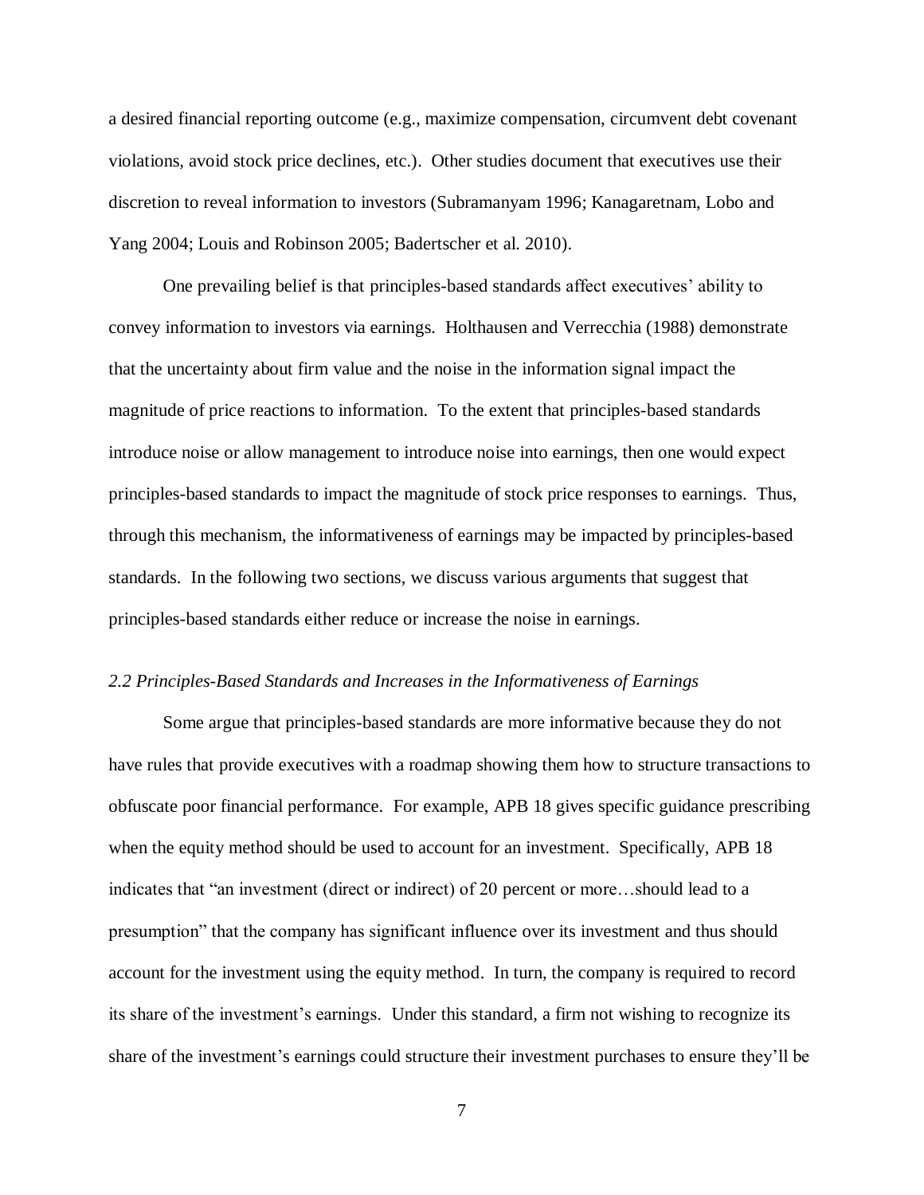a desired financial reporting outcome (e.g., maximize compensation, circumvent debt covenant violations, avoid stock price declines, etc.). Other studies document that executives use their discretion to reveal information to investors (Subramanyam 1996; Kanagaretnam, Lobo and Yang 2004; Louis and Robinson 2005; Badertscher et al. 2010).

One prevailing belief is that principles-based standards affect executives' ability to convey information to investors via earnings. Holthausen and Verrecchia (1988) demonstrate that the uncertainty about firm value and the noise in the information signal impact the magnitude of price reactions to information. To the extent that principles-based standards introduce noise or allow management to introduce noise into earnings, then one would expect principles-based standards to impact the magnitude of stock price responses to earnings. Thus, through this mechanism, the informativeness of earnings may be impacted by principles-based standards. In the following two sections, we discuss various arguments that suggest that principles-based standards either reduce or increase the noise in earnings.

### *2.2 Principles-Based Standards and Increases in the Informativeness of Earnings*

Some argue that principles-based standards are more informative because they do not have rules that provide executives with a roadmap showing them how to structure transactions to obfuscate poor financial performance. For example, APB 18 gives specific guidance prescribing when the equity method should be used to account for an investment. Specifically, APB 18 indicates that "an investment (direct or indirect) of 20 percent or more…should lead to a presumption" that the company has significant influence over its investment and thus should account for the investment using the equity method. In turn, the company is required to record its share of the investment's earnings. Under this standard, a firm not wishing to recognize its share of the investment's earnings could structure their investment purchases to ensure they'll be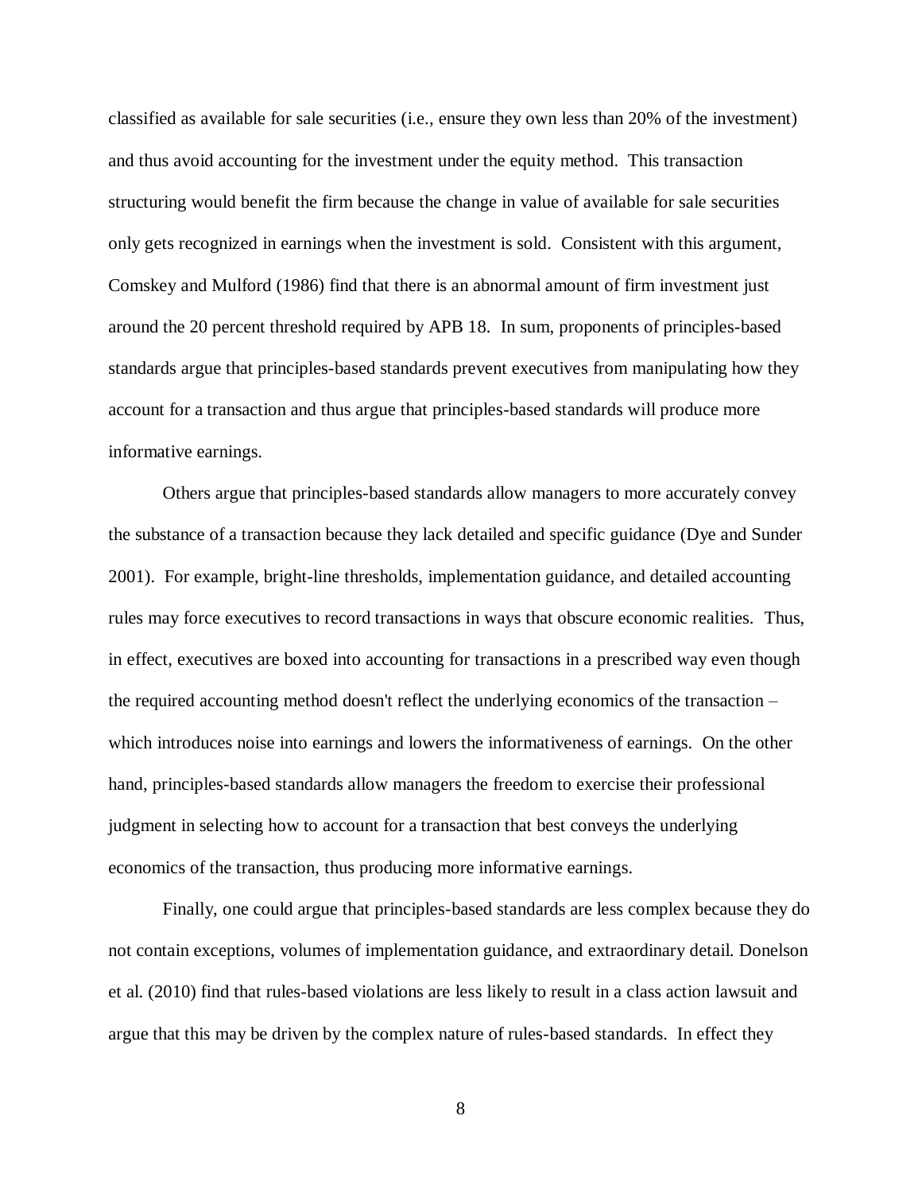classified as available for sale securities (i.e., ensure they own less than 20% of the investment) and thus avoid accounting for the investment under the equity method. This transaction structuring would benefit the firm because the change in value of available for sale securities only gets recognized in earnings when the investment is sold. Consistent with this argument, Comskey and Mulford (1986) find that there is an abnormal amount of firm investment just around the 20 percent threshold required by APB 18. In sum, proponents of principles-based standards argue that principles-based standards prevent executives from manipulating how they account for a transaction and thus argue that principles-based standards will produce more informative earnings.

Others argue that principles-based standards allow managers to more accurately convey the substance of a transaction because they lack detailed and specific guidance (Dye and Sunder 2001). For example, bright-line thresholds, implementation guidance, and detailed accounting rules may force executives to record transactions in ways that obscure economic realities. Thus, in effect, executives are boxed into accounting for transactions in a prescribed way even though the required accounting method doesn't reflect the underlying economics of the transaction – which introduces noise into earnings and lowers the informativeness of earnings. On the other hand, principles-based standards allow managers the freedom to exercise their professional judgment in selecting how to account for a transaction that best conveys the underlying economics of the transaction, thus producing more informative earnings.

Finally, one could argue that principles-based standards are less complex because they do not contain exceptions, volumes of implementation guidance, and extraordinary detail. Donelson et al. (2010) find that rules-based violations are less likely to result in a class action lawsuit and argue that this may be driven by the complex nature of rules-based standards. In effect they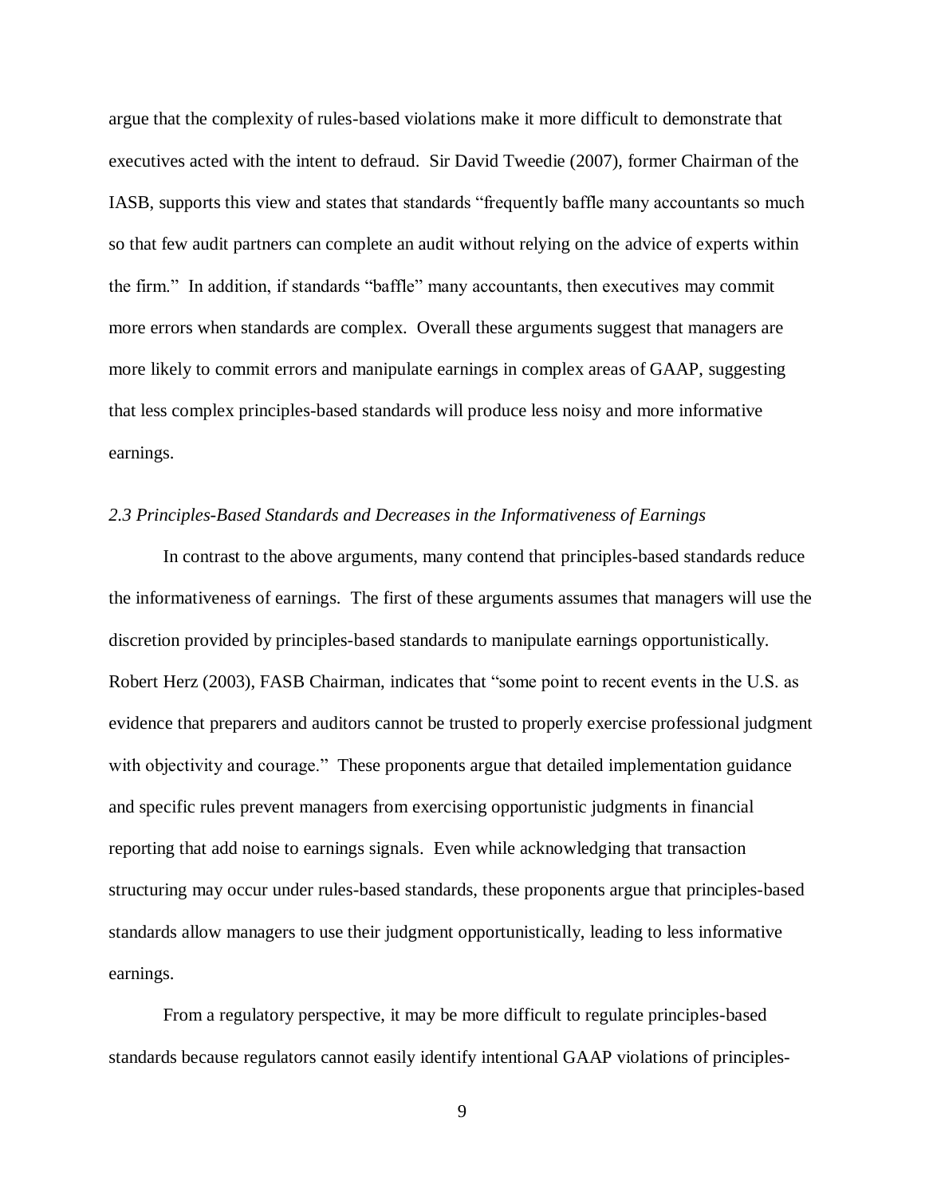argue that the complexity of rules-based violations make it more difficult to demonstrate that executives acted with the intent to defraud. Sir David Tweedie (2007), former Chairman of the IASB, supports this view and states that standards "frequently baffle many accountants so much so that few audit partners can complete an audit without relying on the advice of experts within the firm." In addition, if standards "baffle" many accountants, then executives may commit more errors when standards are complex. Overall these arguments suggest that managers are more likely to commit errors and manipulate earnings in complex areas of GAAP, suggesting that less complex principles-based standards will produce less noisy and more informative earnings.

### *2.3 Principles-Based Standards and Decreases in the Informativeness of Earnings*

In contrast to the above arguments, many contend that principles-based standards reduce the informativeness of earnings. The first of these arguments assumes that managers will use the discretion provided by principles-based standards to manipulate earnings opportunistically. Robert Herz (2003), FASB Chairman, indicates that "some point to recent events in the U.S. as evidence that preparers and auditors cannot be trusted to properly exercise professional judgment with objectivity and courage." These proponents argue that detailed implementation guidance and specific rules prevent managers from exercising opportunistic judgments in financial reporting that add noise to earnings signals. Even while acknowledging that transaction structuring may occur under rules-based standards, these proponents argue that principles-based standards allow managers to use their judgment opportunistically, leading to less informative earnings.

From a regulatory perspective, it may be more difficult to regulate principles-based standards because regulators cannot easily identify intentional GAAP violations of principles-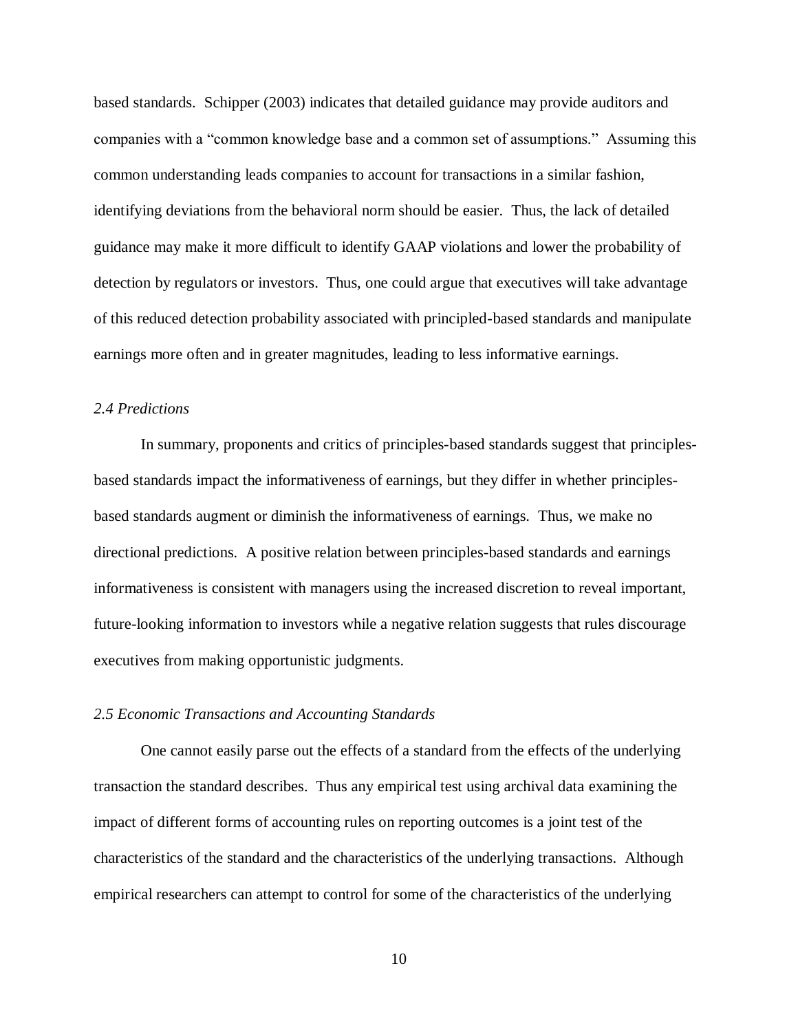based standards. Schipper (2003) indicates that detailed guidance may provide auditors and companies with a "common knowledge base and a common set of assumptions." Assuming this common understanding leads companies to account for transactions in a similar fashion, identifying deviations from the behavioral norm should be easier. Thus, the lack of detailed guidance may make it more difficult to identify GAAP violations and lower the probability of detection by regulators or investors. Thus, one could argue that executives will take advantage of this reduced detection probability associated with principled-based standards and manipulate earnings more often and in greater magnitudes, leading to less informative earnings.

### *2.4 Predictions*

In summary, proponents and critics of principles-based standards suggest that principles-based standards impact the informativeness of earnings, but they differ in whether principles-based standards augment or diminish the informativeness of earnings. Thus, we make no directional predictions. A positive relation between principles-based standards and earnings informativeness is consistent with managers using the increased discretion to reveal important, future-looking information to investors while a negative relation suggests that rules discourage executives from making opportunistic judgments.

### *2.5 Economic Transactions and Accounting Standards*

One cannot easily parse out the effects of a standard from the effects of the underlying transaction the standard describes. Thus any empirical test using archival data examining the impact of different forms of accounting rules on reporting outcomes is a joint test of the characteristics of the standard and the characteristics of the underlying transactions. Although empirical researchers can attempt to control for some of the characteristics of the underlying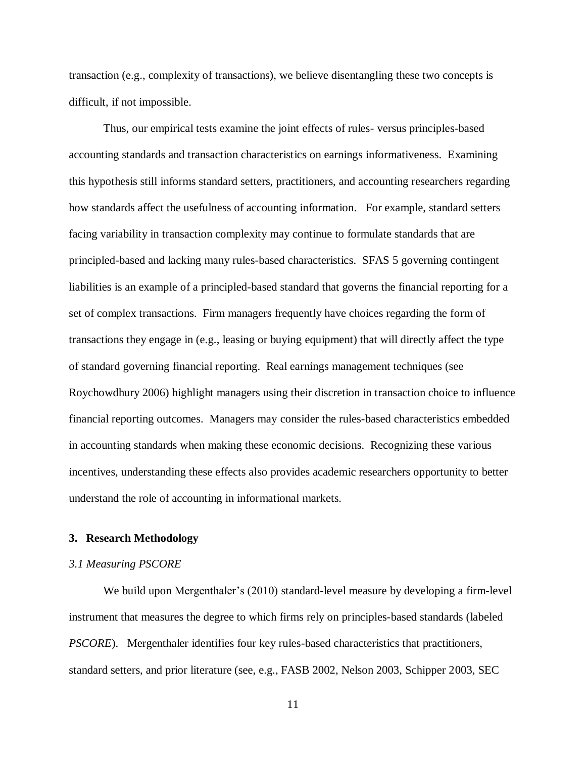transaction (e.g., complexity of transactions), we believe disentangling these two concepts is difficult, if not impossible.

Thus, our empirical tests examine the joint effects of rules- versus principles-based accounting standards and transaction characteristics on earnings informativeness. Examining this hypothesis still informs standard setters, practitioners, and accounting researchers regarding how standards affect the usefulness of accounting information. For example, standard setters facing variability in transaction complexity may continue to formulate standards that are principled-based and lacking many rules-based characteristics. SFAS 5 governing contingent liabilities is an example of a principled-based standard that governs the financial reporting for a set of complex transactions. Firm managers frequently have choices regarding the form of transactions they engage in (e.g., leasing or buying equipment) that will directly affect the type of standard governing financial reporting. Real earnings management techniques (see Roychowdhury 2006) highlight managers using their discretion in transaction choice to influence financial reporting outcomes. Managers may consider the rules-based characteristics embedded in accounting standards when making these economic decisions. Recognizing these various incentives, understanding these effects also provides academic researchers opportunity to better understand the role of accounting in informational markets.

## 3. Research Methodology

### *3.1 Measuring PSCORE*

We build upon Mergenthaler's (2010) standard-level measure by developing a firm-level instrument that measures the degree to which firms rely on principles-based standards (labeled *PSCORE*). Mergenthaler identifies four key rules-based characteristics that practitioners, standard setters, and prior literature (see, e.g., FASB 2002, Nelson 2003, Schipper 2003, SEC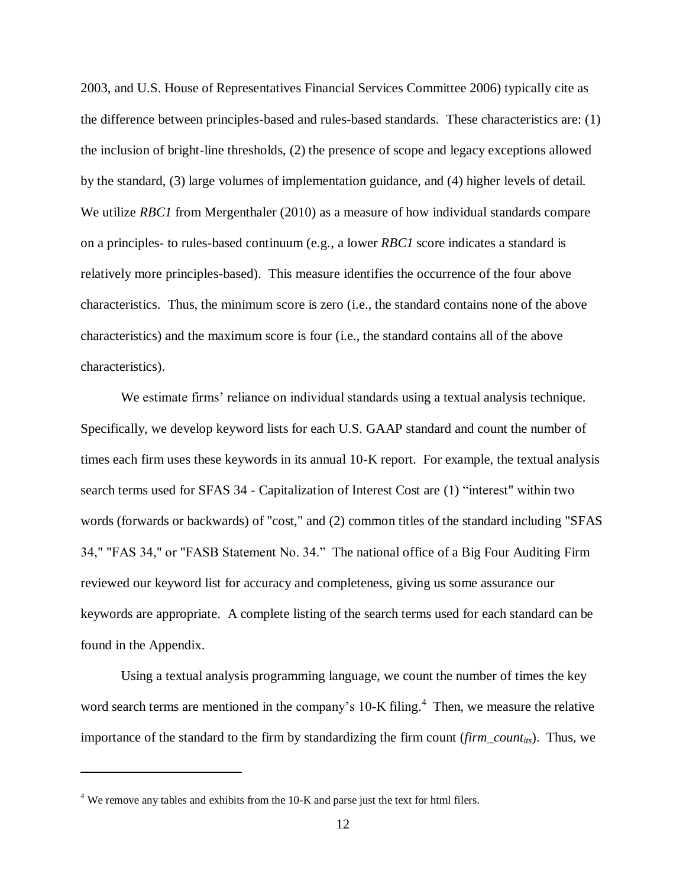2003, and U.S. House of Representatives Financial Services Committee 2006) typically cite as the difference between principles-based and rules-based standards. These characteristics are: (1) the inclusion of bright-line thresholds, (2) the presence of scope and legacy exceptions allowed by the standard, (3) large volumes of implementation guidance, and (4) higher levels of detail. We utilize *RBC1* from Mergenthaler (2010) as a measure of how individual standards compare on a principles- to rules-based continuum (e.g., a lower *RBC1* score indicates a standard is relatively more principles-based). This measure identifies the occurrence of the four above characteristics. Thus, the minimum score is zero (i.e., the standard contains none of the above characteristics) and the maximum score is four (i.e., the standard contains all of the above characteristics).

We estimate firms' reliance on individual standards using a textual analysis technique. Specifically, we develop keyword lists for each U.S. GAAP standard and count the number of times each firm uses these keywords in its annual 10-K report. For example, the textual analysis search terms used for SFAS 34 - Capitalization of Interest Cost are (1) "interest" within two words (forwards or backwards) of "cost," and (2) common titles of the standard including "SFAS 34," "FAS 34," or "FASB Statement No. 34." The national office of a Big Four Auditing Firm reviewed our keyword list for accuracy and completeness, giving us some assurance our keywords are appropriate. A complete listing of the search terms used for each standard can be found in the Appendix.

Using a textual analysis programming language, we count the number of times the key word search terms are mentioned in the company's 10-K filing.[4] Then, we measure the relative importance of the standard to the firm by standardizing the firm count ($firm\_count_{its}$). Thus, we

[4] We remove any tables and exhibits from the 10-K and parse just the text for html filers.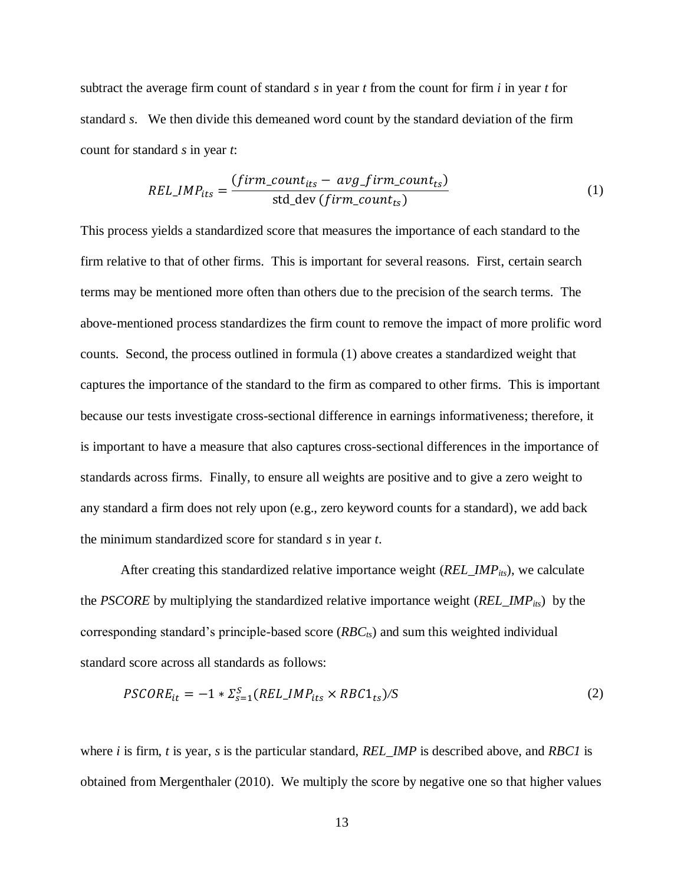subtract the average firm count of standard *s* in year *t* from the count for firm *i* in year *t* for standard *s*. We then divide this demeaned word count by the standard deviation of the firm count for standard *s* in year *t*:

$$REL\_IMP_{its} = \frac{(firm\_count_{its} - avg\_firm\_count_{ts})}{\text{std\_dev}\,(firm\_count_{ts})} \quad (1)$$

This process yields a standardized score that measures the importance of each standard to the firm relative to that of other firms. This is important for several reasons. First, certain search terms may be mentioned more often than others due to the precision of the search terms. The above-mentioned process standardizes the firm count to remove the impact of more prolific word counts. Second, the process outlined in formula (1) above creates a standardized weight that captures the importance of the standard to the firm as compared to other firms. This is important because our tests investigate cross-sectional difference in earnings informativeness; therefore, it is important to have a measure that also captures cross-sectional differences in the importance of standards across firms. Finally, to ensure all weights are positive and to give a zero weight to any standard a firm does not rely upon (e.g., zero keyword counts for a standard), we add back the minimum standardized score for standard *s* in year *t*.

After creating this standardized relative importance weight ($REL\_IMP_{its}$), we calculate the *PSCORE* by multiplying the standardized relative importance weight ($REL\_IMP_{its}$) by the corresponding standard's principle-based score ($RBC_{ts}$) and sum this weighted individual standard score across all standards as follows:

$$PSCORE_{it} = -1 * \Sigma_{s=1}^{S}(REL\_IMP_{its} \times RBC1_{ts})/S \quad (2)$$

where *i* is firm, *t* is year, *s* is the particular standard, *REL_IMP* is described above, and *RBC1* is obtained from Mergenthaler (2010). We multiply the score by negative one so that higher values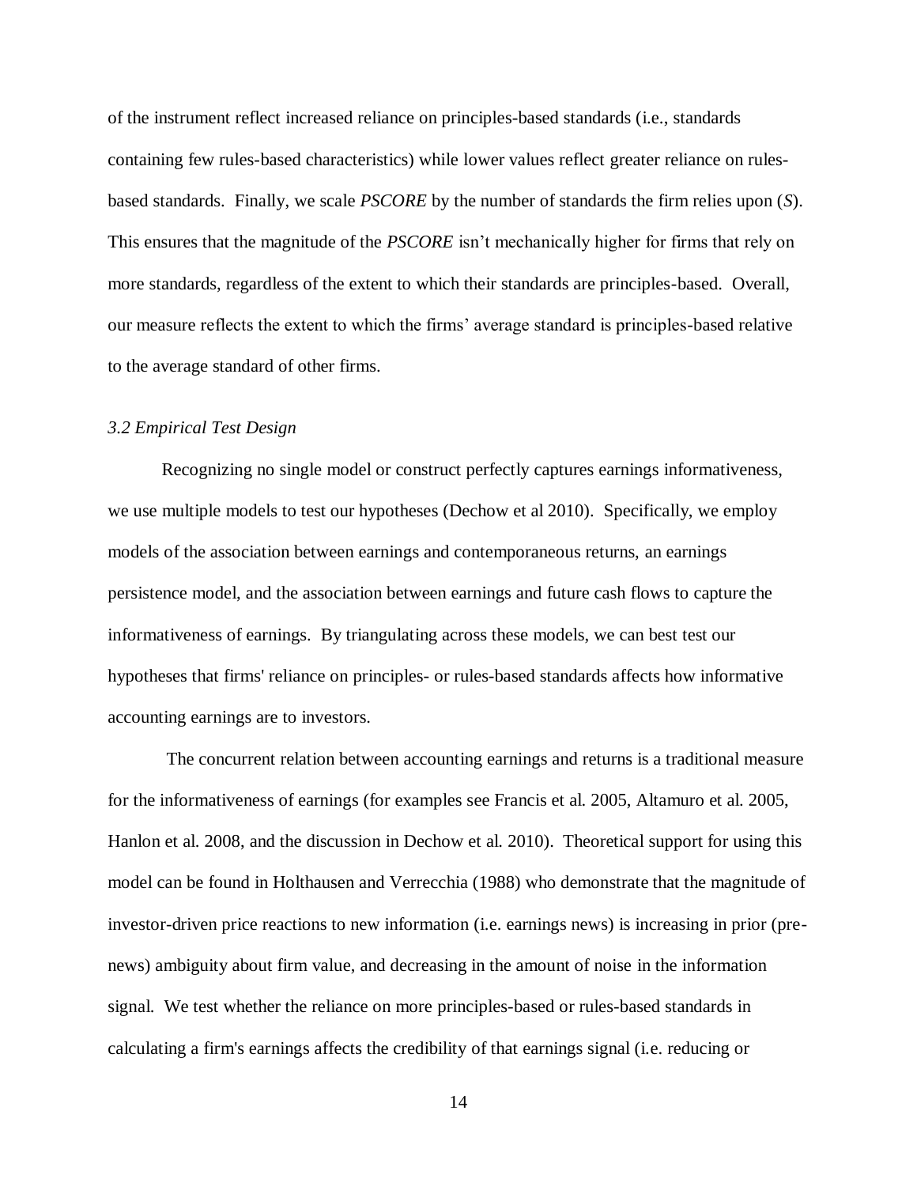of the instrument reflect increased reliance on principles-based standards (i.e., standards containing few rules-based characteristics) while lower values reflect greater reliance on rules-based standards. Finally, we scale *PSCORE* by the number of standards the firm relies upon (*S*). This ensures that the magnitude of the *PSCORE* isn't mechanically higher for firms that rely on more standards, regardless of the extent to which their standards are principles-based. Overall, our measure reflects the extent to which the firms' average standard is principles-based relative to the average standard of other firms.

### *3.2 Empirical Test Design*

Recognizing no single model or construct perfectly captures earnings informativeness, we use multiple models to test our hypotheses (Dechow et al 2010). Specifically, we employ models of the association between earnings and contemporaneous returns, an earnings persistence model, and the association between earnings and future cash flows to capture the informativeness of earnings. By triangulating across these models, we can best test our hypotheses that firms' reliance on principles- or rules-based standards affects how informative accounting earnings are to investors.

The concurrent relation between accounting earnings and returns is a traditional measure for the informativeness of earnings (for examples see Francis et al. 2005, Altamuro et al. 2005, Hanlon et al. 2008, and the discussion in Dechow et al. 2010). Theoretical support for using this model can be found in Holthausen and Verrecchia (1988) who demonstrate that the magnitude of investor-driven price reactions to new information (i.e. earnings news) is increasing in prior (pre-news) ambiguity about firm value, and decreasing in the amount of noise in the information signal. We test whether the reliance on more principles-based or rules-based standards in calculating a firm's earnings affects the credibility of that earnings signal (i.e. reducing or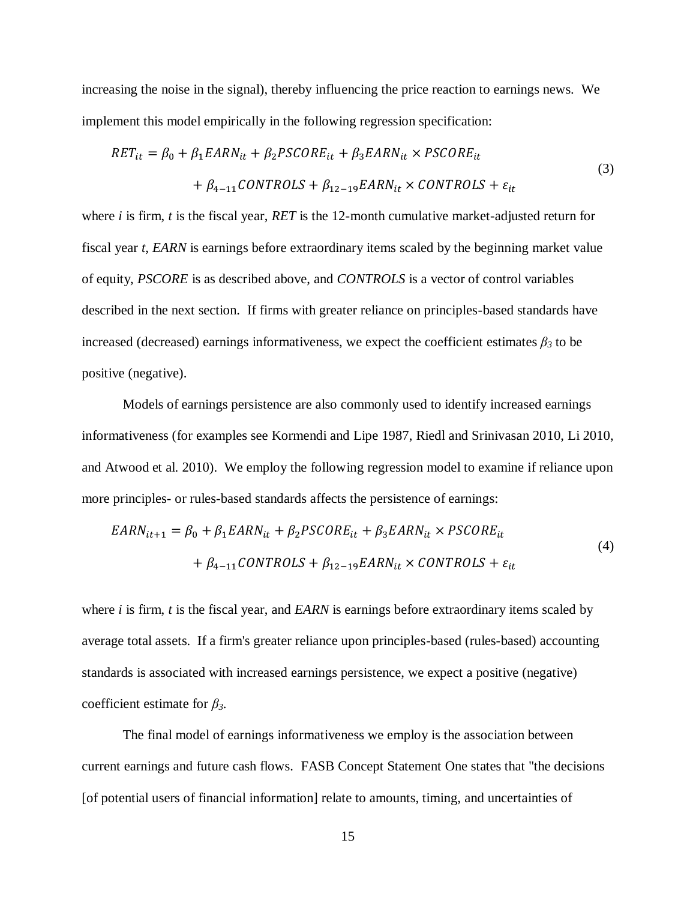increasing the noise in the signal), thereby influencing the price reaction to earnings news. We implement this model empirically in the following regression specification:

$$
\begin{aligned}
RET_{it} &= \beta_0 + \beta_1 EARN_{it} + \beta_2 PSCORE_{it} + \beta_3 EARN_{it} \times PSCORE_{it} \\
&\quad + \beta_{4-11} CONTROLS + \beta_{12-19} EARN_{it} \times CONTROLS + \varepsilon_{it}
\end{aligned}
\tag{3}
$$

where *i* is firm, *t* is the fiscal year, *RET* is the 12-month cumulative market-adjusted return for fiscal year *t*, *EARN* is earnings before extraordinary items scaled by the beginning market value of equity, *PSCORE* is as described above, and *CONTROLS* is a vector of control variables described in the next section. If firms with greater reliance on principles-based standards have increased (decreased) earnings informativeness, we expect the coefficient estimates $\beta_3$ to be positive (negative).

Models of earnings persistence are also commonly used to identify increased earnings informativeness (for examples see Kormendi and Lipe 1987, Riedl and Srinivasan 2010, Li 2010, and Atwood et al. 2010). We employ the following regression model to examine if reliance upon more principles- or rules-based standards affects the persistence of earnings:

$$
\begin{aligned}
EARN_{it+1} &= \beta_0 + \beta_1 EARN_{it} + \beta_2 PSCORE_{it} + \beta_3 EARN_{it} \times PSCORE_{it} \\
&\quad + \beta_{4-11} CONTROLS + \beta_{12-19} EARN_{it} \times CONTROLS + \varepsilon_{it}
\end{aligned}
\tag{4}
$$

where *i* is firm, *t* is the fiscal year, and *EARN* is earnings before extraordinary items scaled by average total assets. If a firm's greater reliance upon principles-based (rules-based) accounting standards is associated with increased earnings persistence, we expect a positive (negative) coefficient estimate for $\beta_3$.

The final model of earnings informativeness we employ is the association between current earnings and future cash flows. FASB Concept Statement One states that "the decisions [of potential users of financial information] relate to amounts, timing, and uncertainties of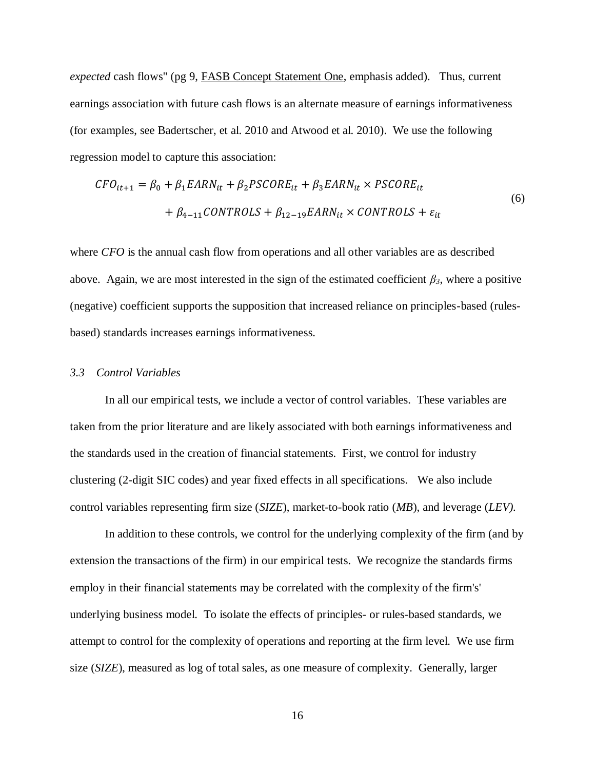*expected* cash flows" (pg 9, FASB Concept Statement One, emphasis added). Thus, current earnings association with future cash flows is an alternate measure of earnings informativeness (for examples, see Badertscher, et al. 2010 and Atwood et al. 2010). We use the following regression model to capture this association:

$$CFO_{it+1} = \beta_0 + \beta_1 EARN_{it} + \beta_2 PSCORE_{it} + \beta_3 EARN_{it} \times PSCORE_{it} + \beta_{4-11} CONTROLS + \beta_{12-19} EARN_{it} \times CONTROLS + \varepsilon_{it} \tag{6}$$

where *CFO* is the annual cash flow from operations and all other variables are as described above. Again, we are most interested in the sign of the estimated coefficient $\beta_3$, where a positive (negative) coefficient supports the supposition that increased reliance on principles-based (rules-based) standards increases earnings informativeness.

### *3.3 Control Variables*

In all our empirical tests, we include a vector of control variables. These variables are taken from the prior literature and are likely associated with both earnings informativeness and the standards used in the creation of financial statements. First, we control for industry clustering (2-digit SIC codes) and year fixed effects in all specifications. We also include control variables representing firm size (*SIZE*), market-to-book ratio (*MB*), and leverage (*LEV).*

In addition to these controls, we control for the underlying complexity of the firm (and by extension the transactions of the firm) in our empirical tests. We recognize the standards firms employ in their financial statements may be correlated with the complexity of the firm's' underlying business model. To isolate the effects of principles- or rules-based standards, we attempt to control for the complexity of operations and reporting at the firm level. We use firm size (*SIZE*), measured as log of total sales, as one measure of complexity. Generally, larger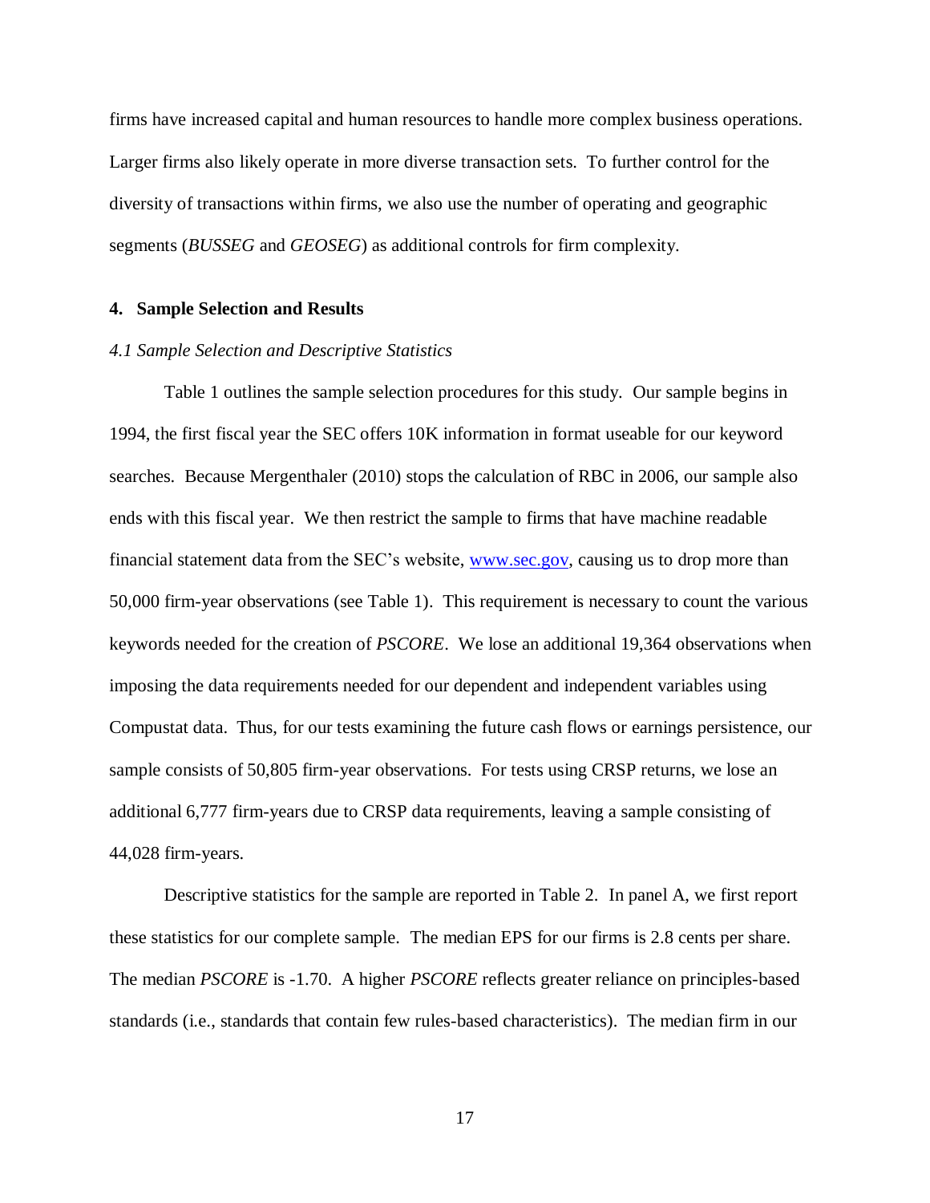firms have increased capital and human resources to handle more complex business operations. Larger firms also likely operate in more diverse transaction sets. To further control for the diversity of transactions within firms, we also use the number of operating and geographic segments (*BUSSEG* and *GEOSEG*) as additional controls for firm complexity.

## 4. Sample Selection and Results

### *4.1 Sample Selection and Descriptive Statistics*

Table 1 outlines the sample selection procedures for this study. Our sample begins in 1994, the first fiscal year the SEC offers 10K information in format useable for our keyword searches. Because Mergenthaler (2010) stops the calculation of RBC in 2006, our sample also ends with this fiscal year. We then restrict the sample to firms that have machine readable financial statement data from the SEC's website, [www.sec.gov](http://www.sec.gov), causing us to drop more than 50,000 firm-year observations (see Table 1). This requirement is necessary to count the various keywords needed for the creation of *PSCORE*. We lose an additional 19,364 observations when imposing the data requirements needed for our dependent and independent variables using Compustat data. Thus, for our tests examining the future cash flows or earnings persistence, our sample consists of 50,805 firm-year observations. For tests using CRSP returns, we lose an additional 6,777 firm-years due to CRSP data requirements, leaving a sample consisting of 44,028 firm-years.

Descriptive statistics for the sample are reported in Table 2. In panel A, we first report these statistics for our complete sample. The median EPS for our firms is 2.8 cents per share. The median *PSCORE* is -1.70. A higher *PSCORE* reflects greater reliance on principles-based standards (i.e., standards that contain few rules-based characteristics). The median firm in our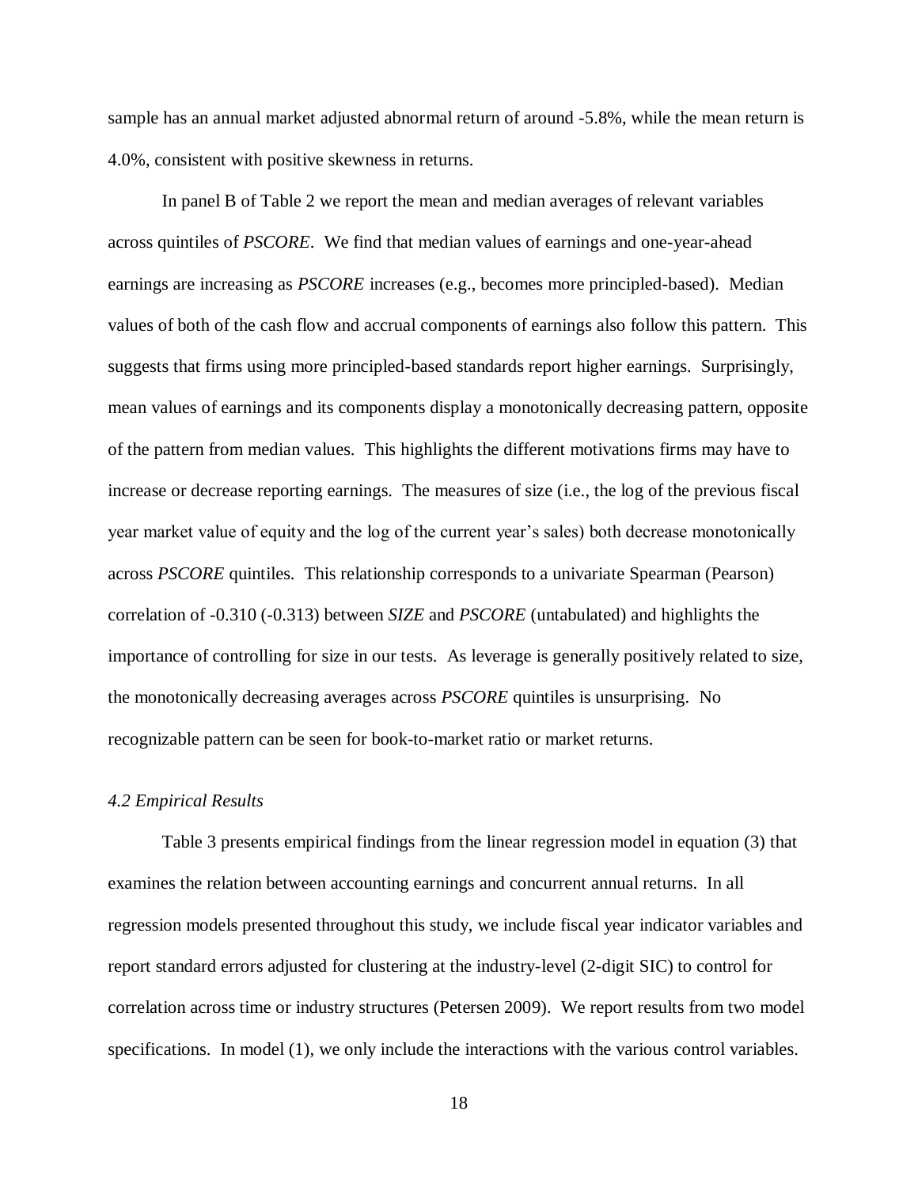sample has an annual market adjusted abnormal return of around -5.8%, while the mean return is 4.0%, consistent with positive skewness in returns.

In panel B of Table 2 we report the mean and median averages of relevant variables across quintiles of *PSCORE*. We find that median values of earnings and one-year-ahead earnings are increasing as *PSCORE* increases (e.g., becomes more principled-based). Median values of both of the cash flow and accrual components of earnings also follow this pattern. This suggests that firms using more principled-based standards report higher earnings. Surprisingly, mean values of earnings and its components display a monotonically decreasing pattern, opposite of the pattern from median values. This highlights the different motivations firms may have to increase or decrease reporting earnings. The measures of size (i.e., the log of the previous fiscal year market value of equity and the log of the current year's sales) both decrease monotonically across *PSCORE* quintiles. This relationship corresponds to a univariate Spearman (Pearson) correlation of -0.310 (-0.313) between *SIZE* and *PSCORE* (untabulated) and highlights the importance of controlling for size in our tests. As leverage is generally positively related to size, the monotonically decreasing averages across *PSCORE* quintiles is unsurprising. No recognizable pattern can be seen for book-to-market ratio or market returns.

### *4.2 Empirical Results*

Table 3 presents empirical findings from the linear regression model in equation (3) that examines the relation between accounting earnings and concurrent annual returns. In all regression models presented throughout this study, we include fiscal year indicator variables and report standard errors adjusted for clustering at the industry-level (2-digit SIC) to control for correlation across time or industry structures (Petersen 2009). We report results from two model specifications. In model (1), we only include the interactions with the various control variables.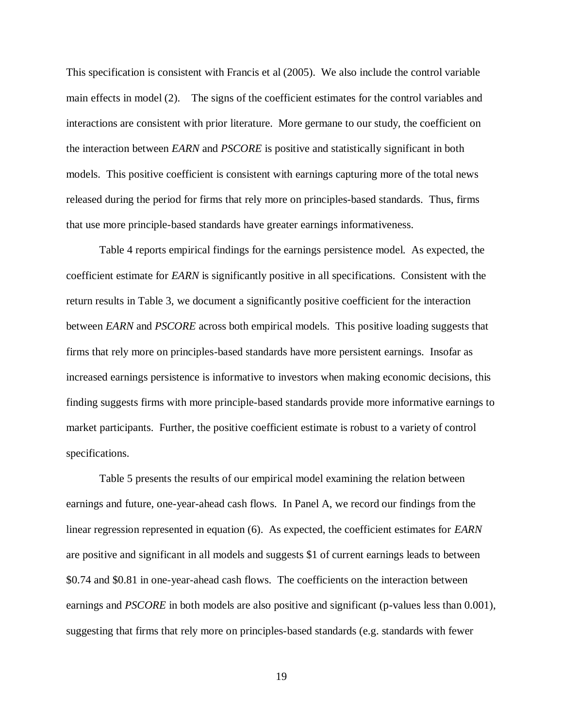This specification is consistent with Francis et al (2005). We also include the control variable main effects in model (2). The signs of the coefficient estimates for the control variables and interactions are consistent with prior literature. More germane to our study, the coefficient on the interaction between *EARN* and *PSCORE* is positive and statistically significant in both models. This positive coefficient is consistent with earnings capturing more of the total news released during the period for firms that rely more on principles-based standards. Thus, firms that use more principle-based standards have greater earnings informativeness.

Table 4 reports empirical findings for the earnings persistence model. As expected, the coefficient estimate for *EARN* is significantly positive in all specifications. Consistent with the return results in Table 3, we document a significantly positive coefficient for the interaction between *EARN* and *PSCORE* across both empirical models. This positive loading suggests that firms that rely more on principles-based standards have more persistent earnings. Insofar as increased earnings persistence is informative to investors when making economic decisions, this finding suggests firms with more principle-based standards provide more informative earnings to market participants. Further, the positive coefficient estimate is robust to a variety of control specifications.

Table 5 presents the results of our empirical model examining the relation between earnings and future, one-year-ahead cash flows. In Panel A, we record our findings from the linear regression represented in equation (6). As expected, the coefficient estimates for *EARN* are positive and significant in all models and suggests $1 of current earnings leads to between $0.74 and $0.81 in one-year-ahead cash flows. The coefficients on the interaction between earnings and *PSCORE* in both models are also positive and significant (p-values less than 0.001), suggesting that firms that rely more on principles-based standards (e.g. standards with fewer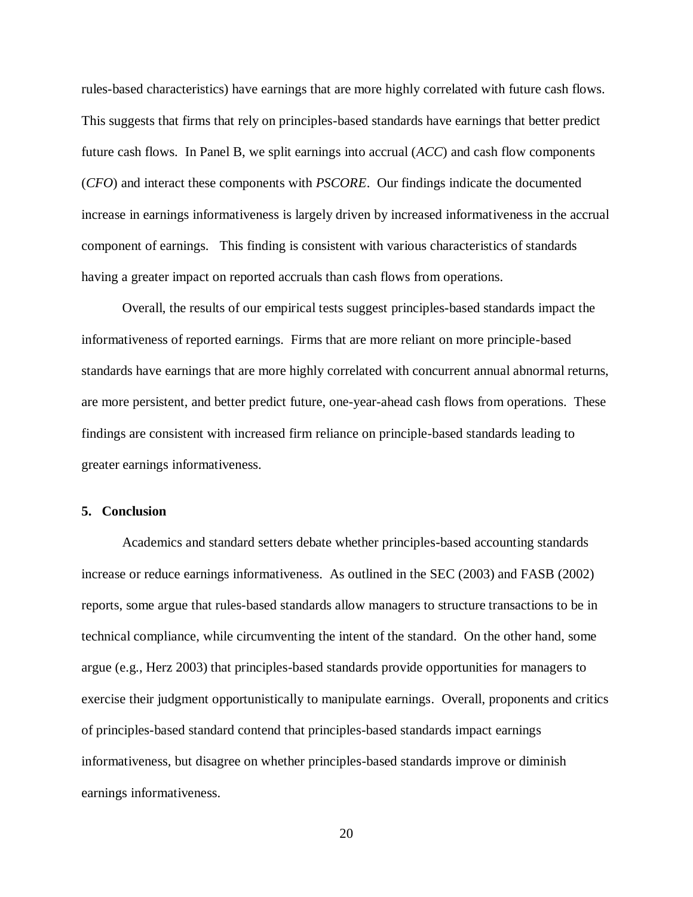rules-based characteristics) have earnings that are more highly correlated with future cash flows. This suggests that firms that rely on principles-based standards have earnings that better predict future cash flows. In Panel B, we split earnings into accrual (*ACC*) and cash flow components (*CFO*) and interact these components with *PSCORE*. Our findings indicate the documented increase in earnings informativeness is largely driven by increased informativeness in the accrual component of earnings. This finding is consistent with various characteristics of standards having a greater impact on reported accruals than cash flows from operations.

Overall, the results of our empirical tests suggest principles-based standards impact the informativeness of reported earnings. Firms that are more reliant on more principle-based standards have earnings that are more highly correlated with concurrent annual abnormal returns, are more persistent, and better predict future, one-year-ahead cash flows from operations. These findings are consistent with increased firm reliance on principle-based standards leading to greater earnings informativeness.

## 5. Conclusion

Academics and standard setters debate whether principles-based accounting standards increase or reduce earnings informativeness. As outlined in the SEC (2003) and FASB (2002) reports, some argue that rules-based standards allow managers to structure transactions to be in technical compliance, while circumventing the intent of the standard. On the other hand, some argue (e.g., Herz 2003) that principles-based standards provide opportunities for managers to exercise their judgment opportunistically to manipulate earnings. Overall, proponents and critics of principles-based standard contend that principles-based standards impact earnings informativeness, but disagree on whether principles-based standards improve or diminish earnings informativeness.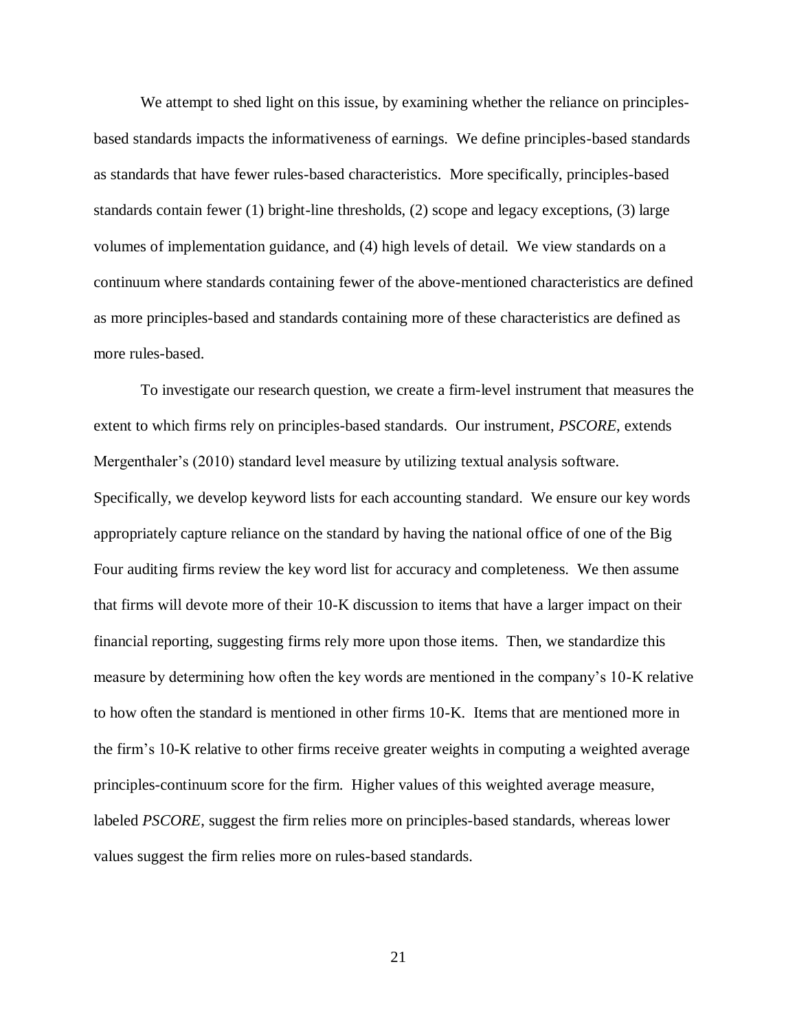We attempt to shed light on this issue, by examining whether the reliance on principles-based standards impacts the informativeness of earnings. We define principles-based standards as standards that have fewer rules-based characteristics. More specifically, principles-based standards contain fewer (1) bright-line thresholds, (2) scope and legacy exceptions, (3) large volumes of implementation guidance, and (4) high levels of detail. We view standards on a continuum where standards containing fewer of the above-mentioned characteristics are defined as more principles-based and standards containing more of these characteristics are defined as more rules-based.

To investigate our research question, we create a firm-level instrument that measures the extent to which firms rely on principles-based standards. Our instrument, *PSCORE*, extends Mergenthaler's (2010) standard level measure by utilizing textual analysis software. Specifically, we develop keyword lists for each accounting standard. We ensure our key words appropriately capture reliance on the standard by having the national office of one of the Big Four auditing firms review the key word list for accuracy and completeness. We then assume that firms will devote more of their 10-K discussion to items that have a larger impact on their financial reporting, suggesting firms rely more upon those items. Then, we standardize this measure by determining how often the key words are mentioned in the company's 10-K relative to how often the standard is mentioned in other firms 10-K. Items that are mentioned more in the firm's 10-K relative to other firms receive greater weights in computing a weighted average principles-continuum score for the firm. Higher values of this weighted average measure, labeled *PSCORE*, suggest the firm relies more on principles-based standards, whereas lower values suggest the firm relies more on rules-based standards.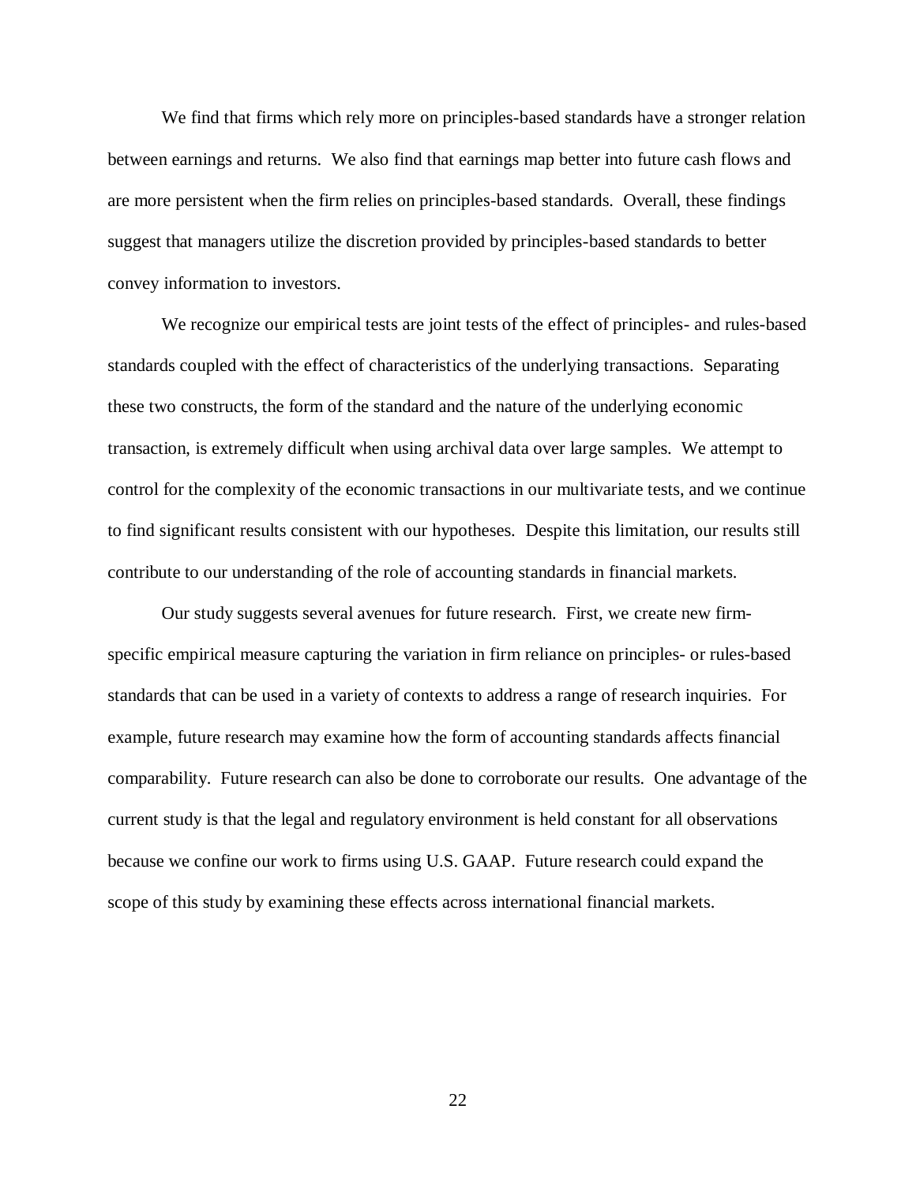We find that firms which rely more on principles-based standards have a stronger relation between earnings and returns. We also find that earnings map better into future cash flows and are more persistent when the firm relies on principles-based standards. Overall, these findings suggest that managers utilize the discretion provided by principles-based standards to better convey information to investors.

We recognize our empirical tests are joint tests of the effect of principles- and rules-based standards coupled with the effect of characteristics of the underlying transactions. Separating these two constructs, the form of the standard and the nature of the underlying economic transaction, is extremely difficult when using archival data over large samples. We attempt to control for the complexity of the economic transactions in our multivariate tests, and we continue to find significant results consistent with our hypotheses. Despite this limitation, our results still contribute to our understanding of the role of accounting standards in financial markets.

Our study suggests several avenues for future research. First, we create new firm-specific empirical measure capturing the variation in firm reliance on principles- or rules-based standards that can be used in a variety of contexts to address a range of research inquiries. For example, future research may examine how the form of accounting standards affects financial comparability. Future research can also be done to corroborate our results. One advantage of the current study is that the legal and regulatory environment is held constant for all observations because we confine our work to firms using U.S. GAAP. Future research could expand the scope of this study by examining these effects across international financial markets.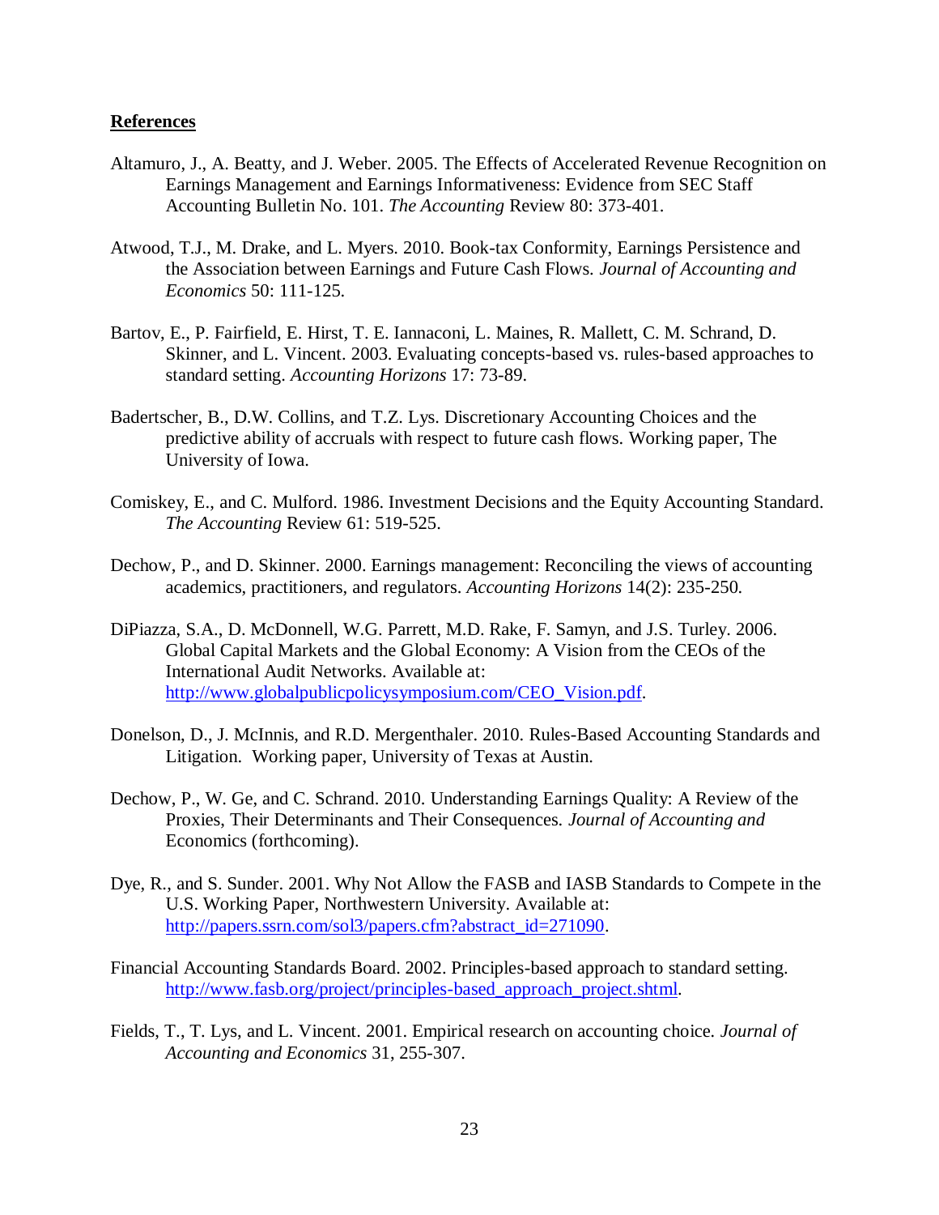**References**

Altamuro, J., A. Beatty, and J. Weber. 2005. The Effects of Accelerated Revenue Recognition on Earnings Management and Earnings Informativeness: Evidence from SEC Staff Accounting Bulletin No. 101. *The Accounting* Review 80: 373-401.

Atwood, T.J., M. Drake, and L. Myers. 2010. Book-tax Conformity, Earnings Persistence and the Association between Earnings and Future Cash Flows. *Journal of Accounting and Economics* 50: 111-125.

Bartov, E., P. Fairfield, E. Hirst, T. E. Iannaconi, L. Maines, R. Mallett, C. M. Schrand, D. Skinner, and L. Vincent. 2003. Evaluating concepts-based vs. rules-based approaches to standard setting. *Accounting Horizons* 17: 73-89.

Badertscher, B., D.W. Collins, and T.Z. Lys. Discretionary Accounting Choices and the predictive ability of accruals with respect to future cash flows. Working paper, The University of Iowa.

Comiskey, E., and C. Mulford. 1986. Investment Decisions and the Equity Accounting Standard. *The Accounting* Review 61: 519-525.

Dechow, P., and D. Skinner. 2000. Earnings management: Reconciling the views of accounting academics, practitioners, and regulators. *Accounting Horizons* 14(2): 235-250.

DiPiazza, S.A., D. McDonnell, W.G. Parrett, M.D. Rake, F. Samyn, and J.S. Turley. 2006. Global Capital Markets and the Global Economy: A Vision from the CEOs of the International Audit Networks. Available at: http://www.globalpublicpolicysymposium.com/CEO_Vision.pdf.

Donelson, D., J. McInnis, and R.D. Mergenthaler. 2010. Rules-Based Accounting Standards and Litigation. Working paper, University of Texas at Austin.

Dechow, P., W. Ge, and C. Schrand. 2010. Understanding Earnings Quality: A Review of the Proxies, Their Determinants and Their Consequences. *Journal of Accounting and* Economics (forthcoming).

Dye, R., and S. Sunder. 2001. Why Not Allow the FASB and IASB Standards to Compete in the U.S. Working Paper, Northwestern University. Available at: http://papers.ssrn.com/sol3/papers.cfm?abstract_id=271090.

Financial Accounting Standards Board. 2002. Principles-based approach to standard setting. http://www.fasb.org/project/principles-based_approach_project.shtml.

Fields, T., T. Lys, and L. Vincent. 2001. Empirical research on accounting choice. *Journal of Accounting and Economics* 31, 255-307.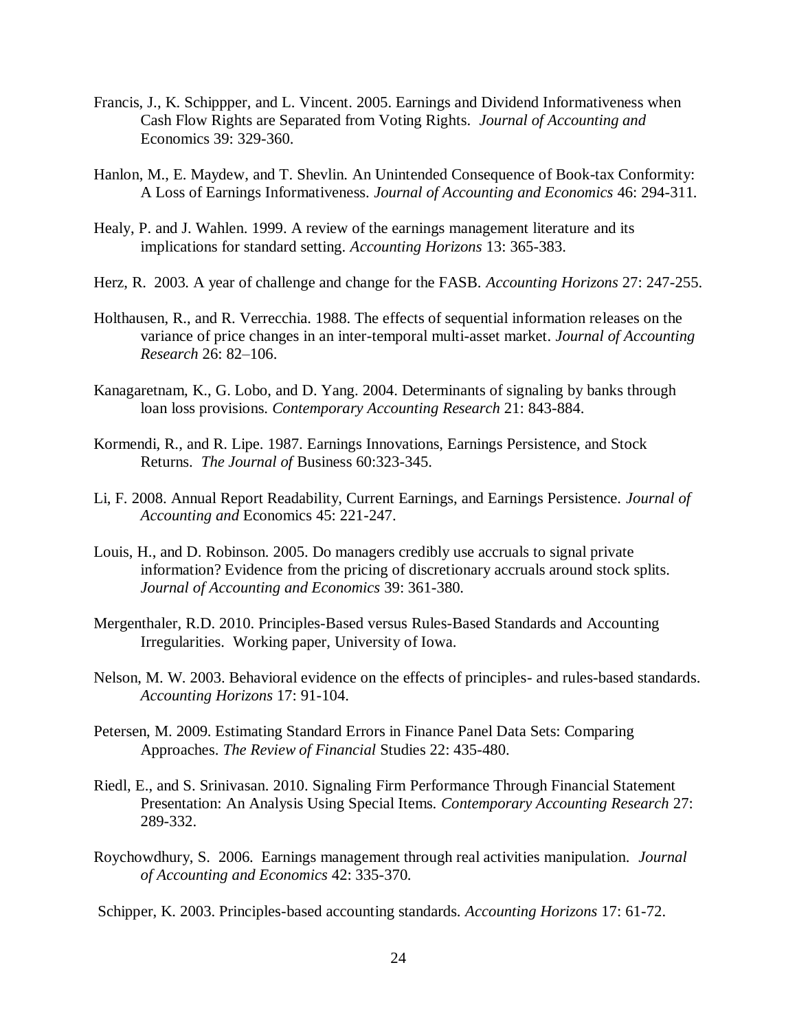Francis, J., K. Schippper, and L. Vincent. 2005. Earnings and Dividend Informativeness when Cash Flow Rights are Separated from Voting Rights. *Journal of Accounting and* Economics 39: 329-360.

Hanlon, M., E. Maydew, and T. Shevlin. An Unintended Consequence of Book-tax Conformity: A Loss of Earnings Informativeness. *Journal of Accounting and Economics* 46: 294-311.

Healy, P. and J. Wahlen. 1999. A review of the earnings management literature and its implications for standard setting. *Accounting Horizons* 13: 365-383.

Herz, R. 2003. A year of challenge and change for the FASB. *Accounting Horizons* 27: 247-255.

Holthausen, R., and R. Verrecchia. 1988. The effects of sequential information releases on the variance of price changes in an inter-temporal multi-asset market. *Journal of Accounting Research* 26: 82–106.

Kanagaretnam, K., G. Lobo, and D. Yang. 2004. Determinants of signaling by banks through loan loss provisions. *Contemporary Accounting Research* 21: 843-884.

Kormendi, R., and R. Lipe. 1987. Earnings Innovations, Earnings Persistence, and Stock Returns. *The Journal of* Business 60:323-345.

Li, F. 2008. Annual Report Readability, Current Earnings, and Earnings Persistence. *Journal of Accounting and* Economics 45: 221-247.

Louis, H., and D. Robinson. 2005. Do managers credibly use accruals to signal private information? Evidence from the pricing of discretionary accruals around stock splits. *Journal of Accounting and Economics* 39: 361-380.

Mergenthaler, R.D. 2010. Principles-Based versus Rules-Based Standards and Accounting Irregularities. Working paper, University of Iowa.

Nelson, M. W. 2003. Behavioral evidence on the effects of principles- and rules-based standards. *Accounting Horizons* 17: 91-104.

Petersen, M. 2009. Estimating Standard Errors in Finance Panel Data Sets: Comparing Approaches. *The Review of Financial* Studies 22: 435-480.

Riedl, E., and S. Srinivasan. 2010. Signaling Firm Performance Through Financial Statement Presentation: An Analysis Using Special Items. *Contemporary Accounting Research* 27: 289-332.

Roychowdhury, S. 2006. Earnings management through real activities manipulation. *Journal of Accounting and Economics* 42: 335-370.

Schipper, K. 2003. Principles-based accounting standards. *Accounting Horizons* 17: 61-72.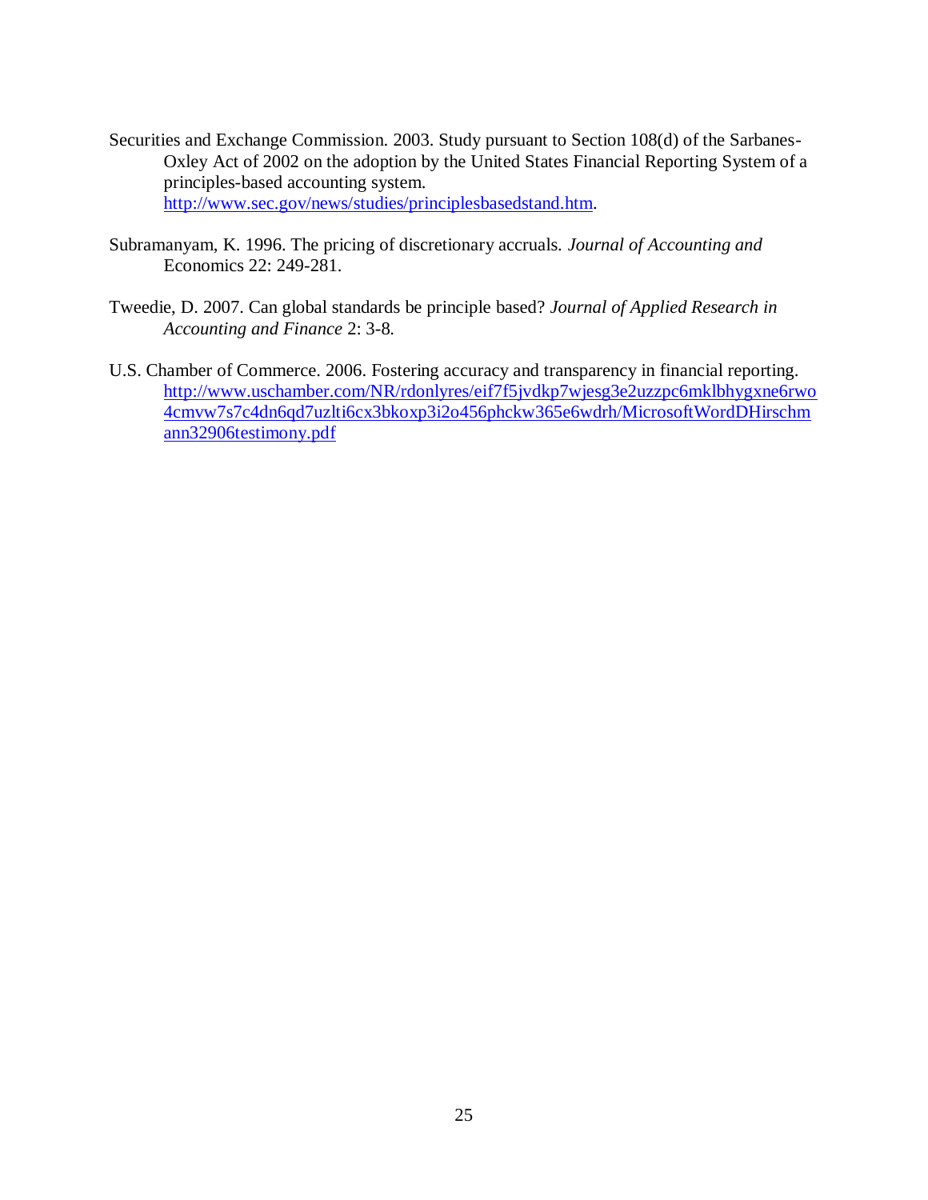Securities and Exchange Commission. 2003. Study pursuant to Section 108(d) of the Sarbanes-Oxley Act of 2002 on the adoption by the United States Financial Reporting System of a principles-based accounting system. http://www.sec.gov/news/studies/principlesbasedstand.htm.

Subramanyam, K. 1996. The pricing of discretionary accruals. *Journal of Accounting and* Economics 22: 249-281.

Tweedie, D. 2007. Can global standards be principle based? *Journal of Applied Research in Accounting and Finance* 2: 3-8.

U.S. Chamber of Commerce. 2006. Fostering accuracy and transparency in financial reporting. http://www.uschamber.com/NR/rdonlyres/eif7f5jvdkp7wjesg3e2uzzpc6mklbhygxne6rwo4cmvw7s7c4dn6qd7uzlti6cx3bkoxp3i2o456phckw365e6wdrh/MicrosoftWordDHirschmann32906testimony.pdf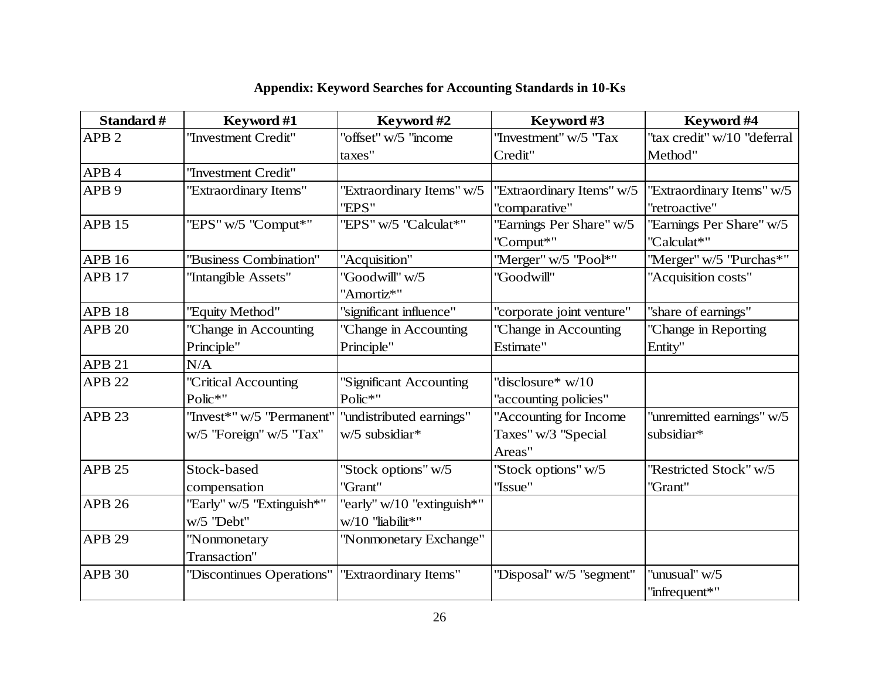**Appendix: Keyword Searches for Accounting Standards in 10-Ks**

| Standard # | Keyword #1 | Keyword #2 | Keyword #3 | Keyword #4 |
|---|---|---|---|---|
| APB 2 | "Investment Credit" | "offset" w/5 "income taxes" | "Investment" w/5 "Tax Credit" | "tax credit" w/10 "deferral Method" |
| APB 4 | "Investment Credit" | | | |
| APB 9 | "Extraordinary Items" | "Extraordinary Items" w/5 "EPS" | "Extraordinary Items" w/5 "comparative" | "Extraordinary Items" w/5 "retroactive" |
| APB 15 | "EPS" w/5 "Comput*" | "EPS" w/5 "Calculat*" | "Earnings Per Share" w/5 "Comput*" | "Earnings Per Share" w/5 "Calculat*" |
| APB 16 | "Business Combination" | "Acquisition" | "Merger" w/5 "Pool*" | "Merger" w/5 "Purchas*" |
| APB 17 | "Intangible Assets" | "Goodwill" w/5 "Amortiz*" | "Goodwill" | "Acquisition costs" |
| APB 18 | "Equity Method" | "significant influence" | "corporate joint venture" | "share of earnings" |
| APB 20 | "Change in Accounting Principle" | "Change in Accounting Principle" | "Change in Accounting Estimate" | "Change in Reporting Entity" |
| APB 21 | N/A | | | |
| APB 22 | "Critical Accounting Polic*" | "Significant Accounting Polic*" | "disclosure* w/10 "accounting policies" | |
| APB 23 | "Invest*" w/5 "Permanent" w/5 "Foreign" w/5 "Tax" | "undistributed earnings" w/5 subsidiar* | "Accounting for Income Taxes" w/3 "Special Areas" | "unremitted earnings" w/5 subsidiar* |
| APB 25 | Stock-based compensation | "Stock options" w/5 "Grant" | "Stock options" w/5 "Issue" | "Restricted Stock" w/5 "Grant" |
| APB 26 | "Early" w/5 "Extinguish*" w/5 "Debt" | "early" w/10 "extinguish*" w/10 "liabilit*" | | |
| APB 29 | "Nonmonetary Transaction" | "Nonmonetary Exchange" | | |
| APB 30 | "Discontinues Operations" | "Extraordinary Items" | "Disposal" w/5 "segment" | "unusual" w/5 "infrequent*" |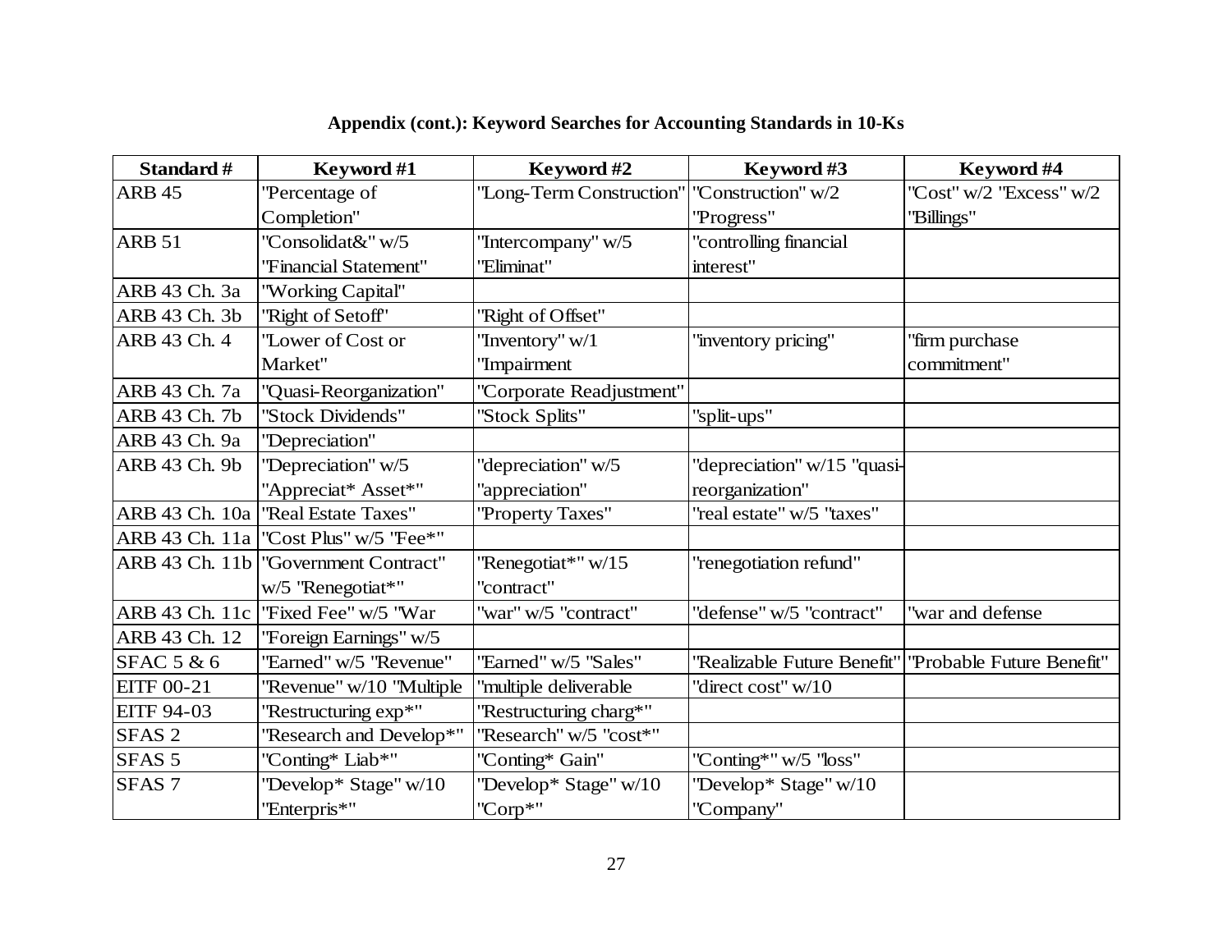**Appendix (cont.): Keyword Searches for Accounting Standards in 10-Ks**

| Standard # | Keyword #1 | Keyword #2 | Keyword #3 | Keyword #4 |
|---|---|---|---|---|
| ARB 45 | "Percentage of Completion" | "Long-Term Construction" | "Construction" w/2 "Progress" | "Cost" w/2 "Excess" w/2 "Billings" |
| ARB 51 | "Consolidat&" w/5 "Financial Statement" | "Intercompany" w/5 "Eliminat" | "controlling financial interest" | |
| ARB 43 Ch. 3a | "Working Capital" | | | |
| ARB 43 Ch. 3b | "Right of Setoff" | "Right of Offset" | | |
| ARB 43 Ch. 4 | "Lower of Cost or Market" | "Inventory" w/1 "Impairment | "inventory pricing" | "firm purchase commitment" |
| ARB 43 Ch. 7a | "Quasi-Reorganization" | "Corporate Readjustment" | | |
| ARB 43 Ch. 7b | "Stock Dividends" | "Stock Splits" | "split-ups" | |
| ARB 43 Ch. 9a | "Depreciation" | | | |
| ARB 43 Ch. 9b | "Depreciation" w/5 "Appreciat* Asset*" | "depreciation" w/5 "appreciation" | "depreciation" w/15 "quasi-reorganization" | |
| ARB 43 Ch. 10a | "Real Estate Taxes" | "Property Taxes" | "real estate" w/5 "taxes" | |
| ARB 43 Ch. 11a | "Cost Plus" w/5 "Fee*" | | | |
| ARB 43 Ch. 11b | "Government Contract" w/5 "Renegotiat*" | "Renegotiat*" w/15 "contract" | "renegotiation refund" | |
| ARB 43 Ch. 11c | "Fixed Fee" w/5 "War | "war" w/5 "contract" | "defense" w/5 "contract" | "war and defense |
| ARB 43 Ch. 12 | "Foreign Earnings" w/5 | | | |
| SFAC 5 & 6 | "Earned" w/5 "Revenue" | "Earned" w/5 "Sales" | "Realizable Future Benefit" | "Probable Future Benefit" |
| EITF 00-21 | "Revenue" w/10 "Multiple | "multiple deliverable | "direct cost" w/10 | |
| EITF 94-03 | "Restructuring exp*" | "Restructuring charg*" | | |
| SFAS 2 | "Research and Develop*" | "Research" w/5 "cost*" | | |
| SFAS 5 | "Conting* Liab*" | "Conting* Gain" | "Conting*" w/5 "loss" | |
| SFAS 7 | "Develop* Stage" w/10 "Enterpris*" | "Develop* Stage" w/10 "Corp*" | "Develop* Stage" w/10 "Company" | |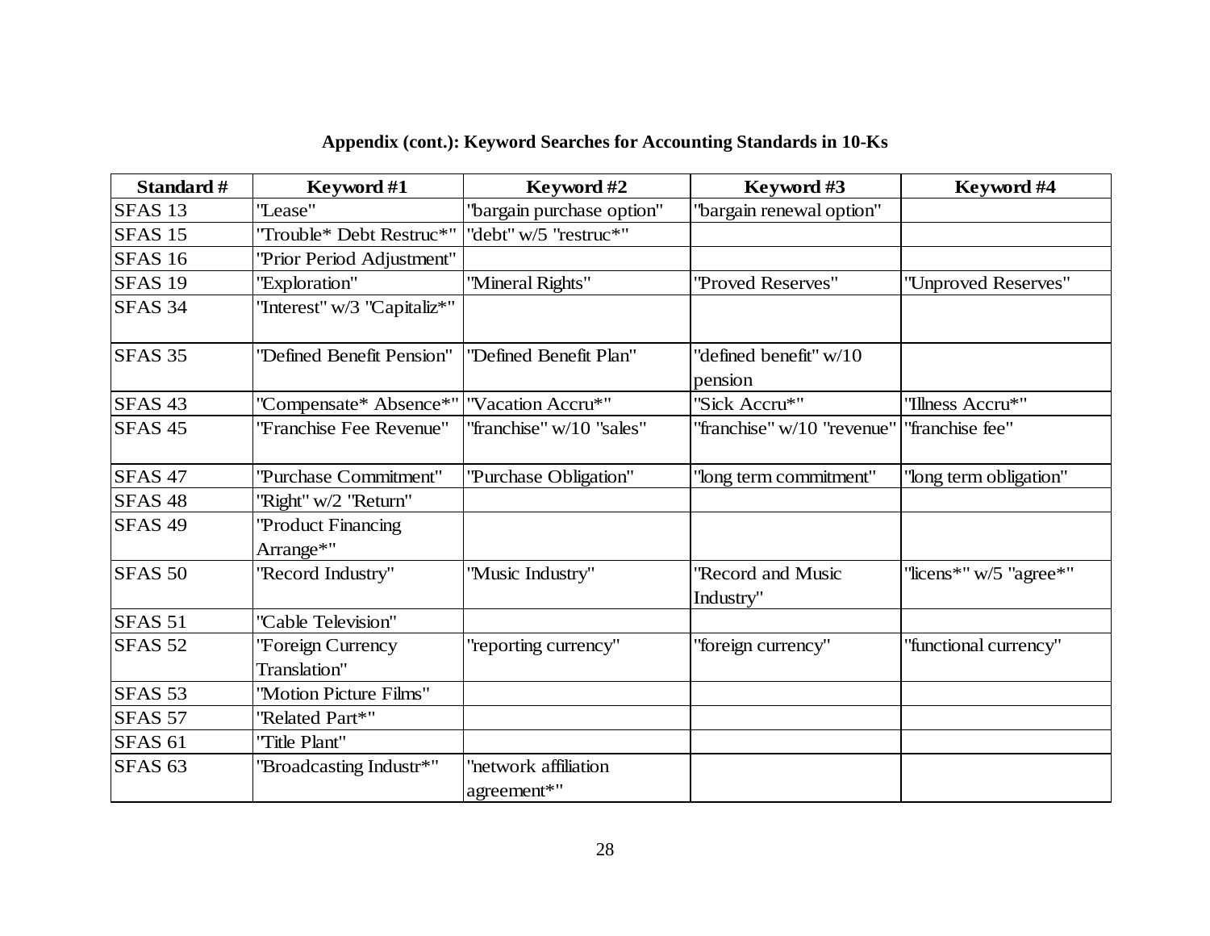**Appendix (cont.): Keyword Searches for Accounting Standards in 10-Ks**

| Standard # | Keyword #1 | Keyword #2 | Keyword #3 | Keyword #4 |
|---|---|---|---|---|
| SFAS 13 | "Lease" | "bargain purchase option" | "bargain renewal option" | |
| SFAS 15 | "Trouble* Debt Restruc*" | "debt" w/5 "restruc*" | | |
| SFAS 16 | "Prior Period Adjustment" | | | |
| SFAS 19 | "Exploration" | "Mineral Rights" | "Proved Reserves" | "Unproved Reserves" |
| SFAS 34 | "Interest" w/3 "Capitaliz*" | | | |
| SFAS 35 | "Defined Benefit Pension" | "Defined Benefit Plan" | "defined benefit" w/10 pension | |
| SFAS 43 | "Compensate* Absence*" | "Vacation Accru*" | "Sick Accru*" | "Illness Accru*" |
| SFAS 45 | "Franchise Fee Revenue" | "franchise" w/10 "sales" | "franchise" w/10 "revenue" | "franchise fee" |
| SFAS 47 | "Purchase Commitment" | "Purchase Obligation" | "long term commitment" | "long term obligation" |
| SFAS 48 | "Right" w/2 "Return" | | | |
| SFAS 49 | "Product Financing Arrange*" | | | |
| SFAS 50 | "Record Industry" | "Music Industry" | "Record and Music Industry" | "licens*" w/5 "agree*" |
| SFAS 51 | "Cable Television" | | | |
| SFAS 52 | "Foreign Currency Translation" | "reporting currency" | "foreign currency" | "functional currency" |
| SFAS 53 | "Motion Picture Films" | | | |
| SFAS 57 | "Related Part*" | | | |
| SFAS 61 | "Title Plant" | | | |
| SFAS 63 | "Broadcasting Industr*" | "network affiliation agreement*" | | |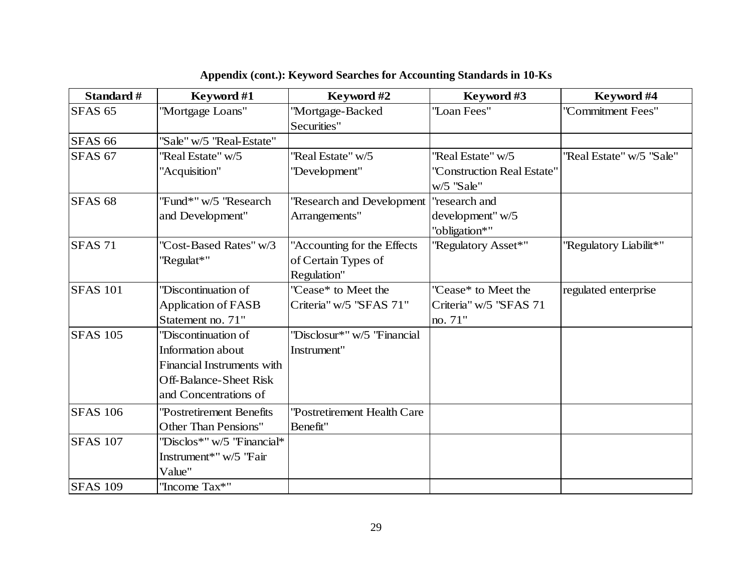**Appendix (cont.): Keyword Searches for Accounting Standards in 10-Ks**

| Standard # | Keyword #1 | Keyword #2 | Keyword #3 | Keyword #4 |
|---|---|---|---|---|
| SFAS 65 | "Mortgage Loans" | "Mortgage-Backed Securities" | "Loan Fees" | "Commitment Fees" |
| SFAS 66 | "Sale" w/5 "Real-Estate" | | | |
| SFAS 67 | "Real Estate" w/5 "Acquisition" | "Real Estate" w/5 "Development" | "Real Estate" w/5 "Construction Real Estate" w/5 "Sale" | "Real Estate" w/5 "Sale" |
| SFAS 68 | "Fund*" w/5 "Research and Development" | "Research and Development Arrangements" | "research and development" w/5 "obligation*" | |
| SFAS 71 | "Cost-Based Rates" w/3 "Regulat*" | "Accounting for the Effects of Certain Types of Regulation" | "Regulatory Asset*" | "Regulatory Liabilit*" |
| SFAS 101 | "Discontinuation of Application of FASB Statement no. 71" | "Cease* to Meet the Criteria" w/5 "SFAS 71" | "Cease* to Meet the Criteria" w/5 "SFAS 71 no. 71" | regulated enterprise |
| SFAS 105 | "Discontinuation of Information about Financial Instruments with Off-Balance-Sheet Risk and Concentrations of | "Disclosur*" w/5 "Financial Instrument" | | |
| SFAS 106 | "Postretirement Benefits Other Than Pensions" | "Postretirement Health Care Benefit" | | |
| SFAS 107 | "Disclos*" w/5 "Financial* Instrument*" w/5 "Fair Value" | | | |
| SFAS 109 | "Income Tax*" | | | |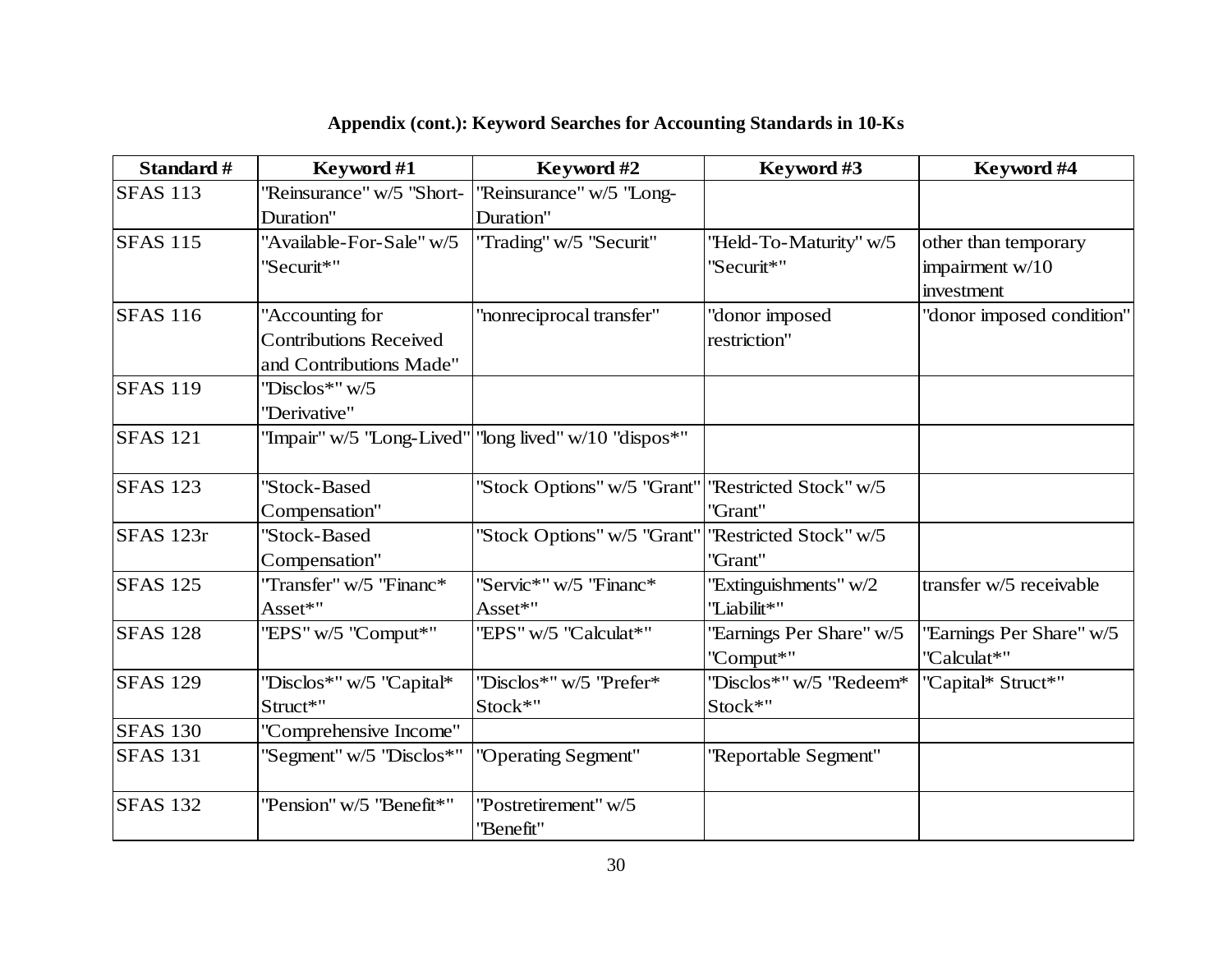**Appendix (cont.): Keyword Searches for Accounting Standards in 10-Ks**

| Standard # | Keyword #1 | Keyword #2 | Keyword #3 | Keyword #4 |
|---|---|---|---|---|
| SFAS 113 | "Reinsurance" w/5 "Short-Duration" | "Reinsurance" w/5 "Long-Duration" | | |
| SFAS 115 | "Available-For-Sale" w/5 "Securit*" | "Trading" w/5 "Securit" | "Held-To-Maturity" w/5 "Securit*" | other than temporary impairment w/10 investment |
| SFAS 116 | "Accounting for Contributions Received and Contributions Made" | "nonreciprocal transfer" | "donor imposed restriction" | "donor imposed condition" |
| SFAS 119 | "Disclos*" w/5 "Derivative" | | | |
| SFAS 121 | "Impair" w/5 "Long-Lived" | "long lived" w/10 "dispos*" | | |
| SFAS 123 | "Stock-Based Compensation" | "Stock Options" w/5 "Grant" | "Restricted Stock" w/5 "Grant" | |
| SFAS 123r | "Stock-Based Compensation" | "Stock Options" w/5 "Grant" | "Restricted Stock" w/5 "Grant" | |
| SFAS 125 | "Transfer" w/5 "Financ* Asset*" | "Servic*" w/5 "Financ* Asset*" | "Extinguishments" w/2 "Liabilit*" | transfer w/5 receivable |
| SFAS 128 | "EPS" w/5 "Comput*" | "EPS" w/5 "Calculat*" | "Earnings Per Share" w/5 "Comput*" | "Earnings Per Share" w/5 "Calculat*" |
| SFAS 129 | "Disclos*" w/5 "Capital* Struct*" | "Disclos*" w/5 "Prefer* Stock*" | "Disclos*" w/5 "Redeem* Stock*" | "Capital* Struct*" |
| SFAS 130 | "Comprehensive Income" | | | |
| SFAS 131 | "Segment" w/5 "Disclos*" | "Operating Segment" | "Reportable Segment" | |
| SFAS 132 | "Pension" w/5 "Benefit*" | "Postretirement" w/5 "Benefit" | | |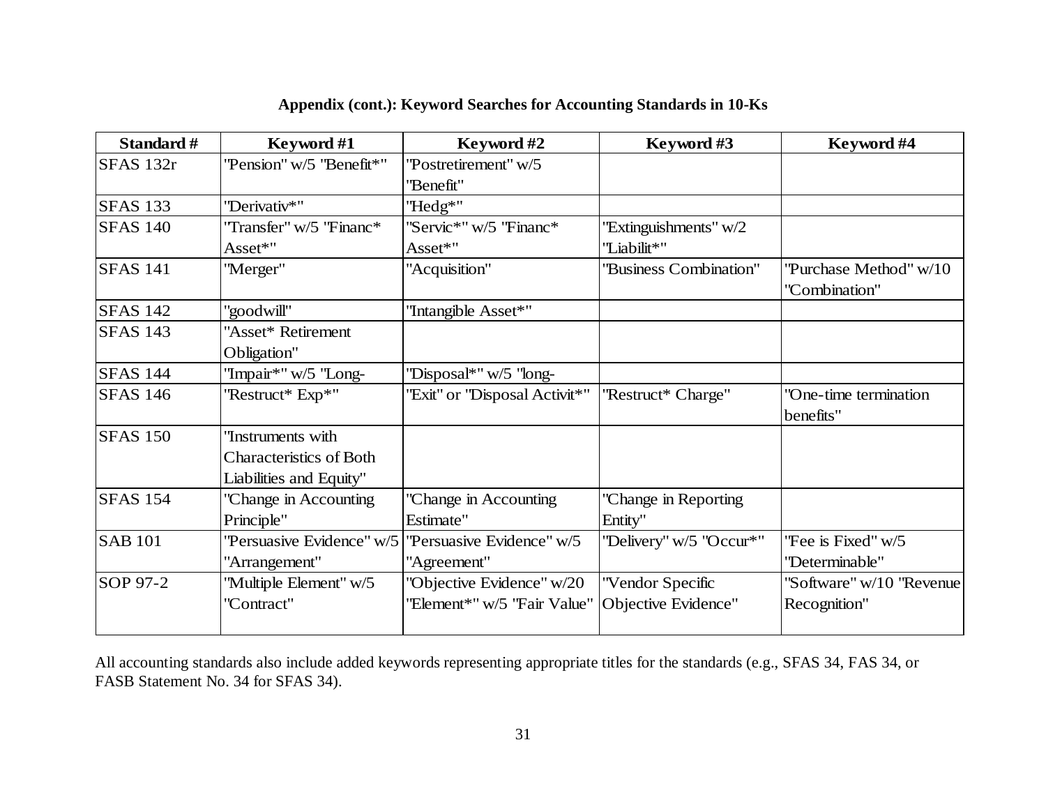**Appendix (cont.): Keyword Searches for Accounting Standards in 10-Ks**

| Standard # | Keyword #1 | Keyword #2 | Keyword #3 | Keyword #4 |
|---|---|---|---|---|
| SFAS 132r | "Pension" w/5 "Benefit*" | "Postretirement" w/5 "Benefit" | | |
| SFAS 133 | "Derivativ*" | "Hedg*" | | |
| SFAS 140 | "Transfer" w/5 "Financ* Asset*" | "Servic*" w/5 "Financ* Asset*" | "Extinguishments" w/2 "Liabilit*" | |
| SFAS 141 | "Merger" | "Acquisition" | "Business Combination" | "Purchase Method" w/10 "Combination" |
| SFAS 142 | "goodwill" | "Intangible Asset*" | | |
| SFAS 143 | "Asset* Retirement Obligation" | | | |
| SFAS 144 | "Impair*" w/5 "Long- | "Disposal*" w/5 "long- | | |
| SFAS 146 | "Restruct* Exp*" | "Exit" or "Disposal Activit*" | "Restruct* Charge" | "One-time termination benefits" |
| SFAS 150 | "Instruments with Characteristics of Both Liabilities and Equity" | | | |
| SFAS 154 | "Change in Accounting Principle" | "Change in Accounting Estimate" | "Change in Reporting Entity" | |
| SAB 101 | "Persuasive Evidence" w/5 "Arrangement" | "Persuasive Evidence" w/5 "Agreement" | "Delivery" w/5 "Occur*" | "Fee is Fixed" w/5 "Determinable" |
| SOP 97-2 | "Multiple Element" w/5 "Contract" | "Objective Evidence" w/20 "Element*" w/5 "Fair Value" | "Vendor Specific Objective Evidence" | "Software" w/10 "Revenue Recognition" |

All accounting standards also include added keywords representing appropriate titles for the standards (e.g., SFAS 34, FAS 34, or FASB Statement No. 34 for SFAS 34).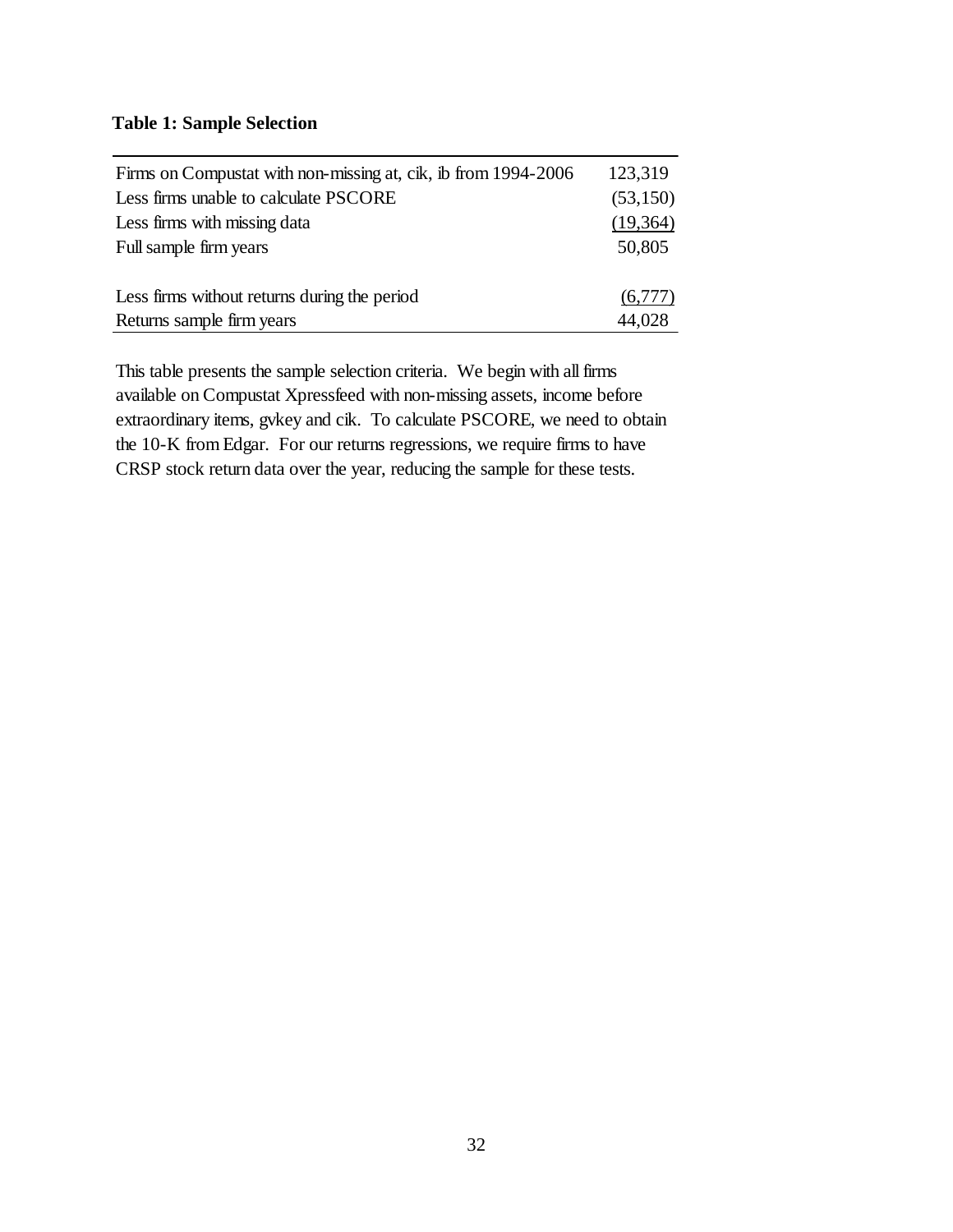**Table 1: Sample Selection**

| | |
|---|---|
| Firms on Compustat with non-missing at, cik, ib from 1994-2006 | 123,319 |
| Less firms unable to calculate PSCORE | (53,150) |
| Less firms with missing data | (19,364) |
| Full sample firm years | 50,805 |
| | |
| Less firms without returns during the period | (6,777) |
| Returns sample firm years | 44,028 |

This table presents the sample selection criteria. We begin with all firms available on Compustat Xpressfeed with non-missing assets, income before extraordinary items, gvkey and cik. To calculate PSCORE, we need to obtain the 10-K from Edgar. For our returns regressions, we require firms to have CRSP stock return data over the year, reducing the sample for these tests.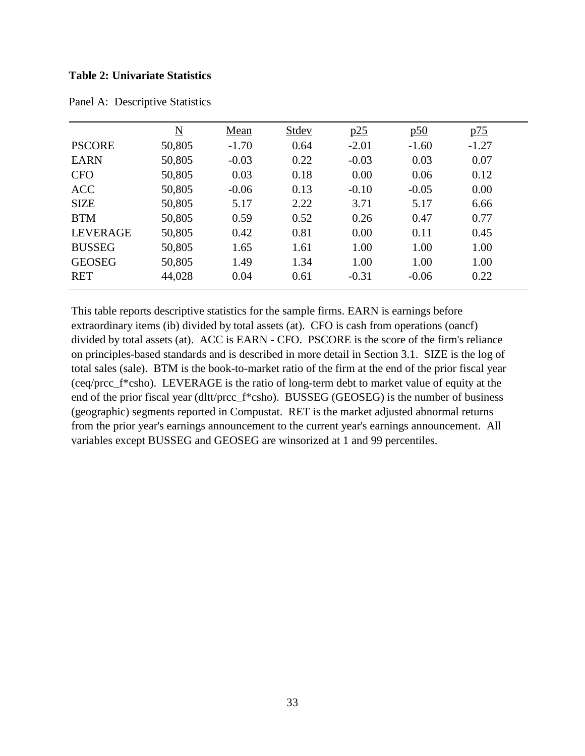**Table 2: Univariate Statistics**

Panel A: Descriptive Statistics

| | N | Mean | Stdev | p25 | p50 | p75 |
|---|---|---|---|---|---|---|
| PSCORE | 50,805 | -1.70 | 0.64 | -2.01 | -1.60 | -1.27 |
| EARN | 50,805 | -0.03 | 0.22 | -0.03 | 0.03 | 0.07 |
| CFO | 50,805 | 0.03 | 0.18 | 0.00 | 0.06 | 0.12 |
| ACC | 50,805 | -0.06 | 0.13 | -0.10 | -0.05 | 0.00 |
| SIZE | 50,805 | 5.17 | 2.22 | 3.71 | 5.17 | 6.66 |
| BTM | 50,805 | 0.59 | 0.52 | 0.26 | 0.47 | 0.77 |
| LEVERAGE | 50,805 | 0.42 | 0.81 | 0.00 | 0.11 | 0.45 |
| BUSSEG | 50,805 | 1.65 | 1.61 | 1.00 | 1.00 | 1.00 |
| GEOSEG | 50,805 | 1.49 | 1.34 | 1.00 | 1.00 | 1.00 |
| RET | 44,028 | 0.04 | 0.61 | -0.31 | -0.06 | 0.22 |

This table reports descriptive statistics for the sample firms. EARN is earnings before extraordinary items (ib) divided by total assets (at). CFO is cash from operations (oancf) divided by total assets (at). ACC is EARN - CFO. PSCORE is the score of the firm's reliance on principles-based standards and is described in more detail in Section 3.1. SIZE is the log of total sales (sale). BTM is the book-to-market ratio of the firm at the end of the prior fiscal year (ceq/prcc_f*csho). LEVERAGE is the ratio of long-term debt to market value of equity at the end of the prior fiscal year (dltt/prcc_f*csho). BUSSEG (GEOSEG) is the number of business (geographic) segments reported in Compustat. RET is the market adjusted abnormal returns from the prior year's earnings announcement to the current year's earnings announcement. All variables except BUSSEG and GEOSEG are winsorized at 1 and 99 percentiles.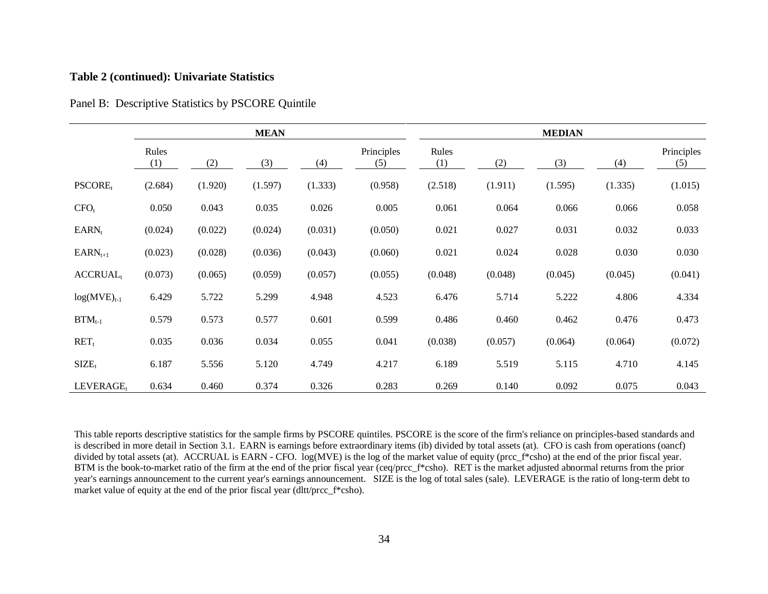**Table 2 (continued): Univariate Statistics**

Panel B: Descriptive Statistics by PSCORE Quintile

| | MEAN | | | | | MEDIAN | | | | |
|---|---|---|---|---|---|---|---|---|---|---|
| | Rules (1) | (2) | (3) | (4) | Principles (5) | Rules (1) | (2) | (3) | (4) | Principles (5) |
| $PSCORE_t$ | (2.684) | (1.920) | (1.597) | (1.333) | (0.958) | (2.518) | (1.911) | (1.595) | (1.335) | (1.015) |
| $CFO_t$ | 0.050 | 0.043 | 0.035 | 0.026 | 0.005 | 0.061 | 0.064 | 0.066 | 0.066 | 0.058 |
| $EARN_t$ | (0.024) | (0.022) | (0.024) | (0.031) | (0.050) | 0.021 | 0.027 | 0.031 | 0.032 | 0.033 |
| $EARN_{t+1}$ | (0.023) | (0.028) | (0.036) | (0.043) | (0.060) | 0.021 | 0.024 | 0.028 | 0.030 | 0.030 |
| $ACCRUAL_t$ | (0.073) | (0.065) | (0.059) | (0.057) | (0.055) | (0.048) | (0.048) | (0.045) | (0.045) | (0.041) |
| $\log(MVE)_{t-1}$ | 6.429 | 5.722 | 5.299 | 4.948 | 4.523 | 6.476 | 5.714 | 5.222 | 4.806 | 4.334 |
| $BTM_{t-1}$ | 0.579 | 0.573 | 0.577 | 0.601 | 0.599 | 0.486 | 0.460 | 0.462 | 0.476 | 0.473 |
| $RET_t$ | 0.035 | 0.036 | 0.034 | 0.055 | 0.041 | (0.038) | (0.057) | (0.064) | (0.064) | (0.072) |
| $SIZE_t$ | 6.187 | 5.556 | 5.120 | 4.749 | 4.217 | 6.189 | 5.519 | 5.115 | 4.710 | 4.145 |
| $LEVERAGE_t$ | 0.634 | 0.460 | 0.374 | 0.326 | 0.283 | 0.269 | 0.140 | 0.092 | 0.075 | 0.043 |

This table reports descriptive statistics for the sample firms by PSCORE quintiles. PSCORE is the score of the firm's reliance on principles-based standards and is described in more detail in Section 3.1. EARN is earnings before extraordinary items (ib) divided by total assets (at). CFO is cash from operations (oancf) divided by total assets (at). ACCRUAL is EARN - CFO. log(MVE) is the log of the market value of equity (prcc_f*csho) at the end of the prior fiscal year. BTM is the book-to-market ratio of the firm at the end of the prior fiscal year (ceq/prcc_f*csho). RET is the market adjusted abnormal returns from the prior year's earnings announcement to the current year's earnings announcement. SIZE is the log of total sales (sale). LEVERAGE is the ratio of long-term debt to market value of equity at the end of the prior fiscal year (dltt/prcc_f*csho).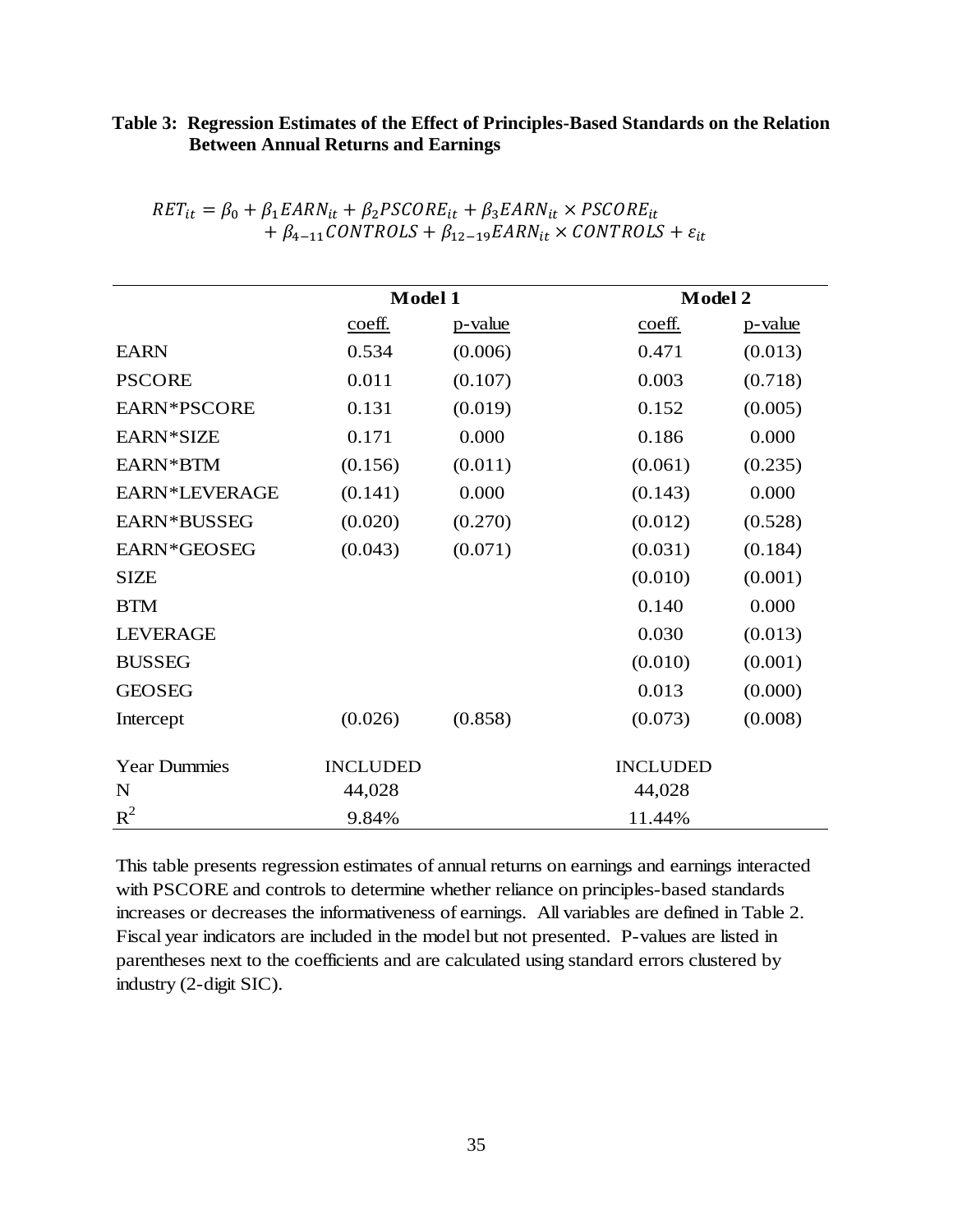**Table 3: Regression Estimates of the Effect of Principles-Based Standards on the Relation Between Annual Returns and Earnings**

$$RET_{it} = \beta_0 + \beta_1 EARN_{it} + \beta_2 PSCORE_{it} + \beta_3 EARN_{it} \times PSCORE_{it} + \beta_{4-11} CONTROLS + \beta_{12-19} EARN_{it} \times CONTROLS + \varepsilon_{it}$$

| | Model 1 | | Model 2 | |
|---|---|---|---|---|
| | coeff. | p-value | coeff. | p-value |
| EARN | 0.534 | (0.006) | 0.471 | (0.013) |
| PSCORE | 0.011 | (0.107) | 0.003 | (0.718) |
| EARN*PSCORE | 0.131 | (0.019) | 0.152 | (0.005) |
| EARN*SIZE | 0.171 | 0.000 | 0.186 | 0.000 |
| EARN*BTM | (0.156) | (0.011) | (0.061) | (0.235) |
| EARN*LEVERAGE | (0.141) | 0.000 | (0.143) | 0.000 |
| EARN*BUSSEG | (0.020) | (0.270) | (0.012) | (0.528) |
| EARN*GEOSEG | (0.043) | (0.071) | (0.031) | (0.184) |
| SIZE | | | (0.010) | (0.001) |
| BTM | | | 0.140 | 0.000 |
| LEVERAGE | | | 0.030 | (0.013) |
| BUSSEG | | | (0.010) | (0.001) |
| GEOSEG | | | 0.013 | (0.000) |
| Intercept | (0.026) | (0.858) | (0.073) | (0.008) |
| Year Dummies | INCLUDED | | INCLUDED | |
| N | 44,028 | | 44,028 | |
| $R^2$ | 9.84% | | 11.44% | |

This table presents regression estimates of annual returns on earnings and earnings interacted with PSCORE and controls to determine whether reliance on principles-based standards increases or decreases the informativeness of earnings. All variables are defined in Table 2. Fiscal year indicators are included in the model but not presented. P-values are listed in parentheses next to the coefficients and are calculated using standard errors clustered by industry (2-digit SIC).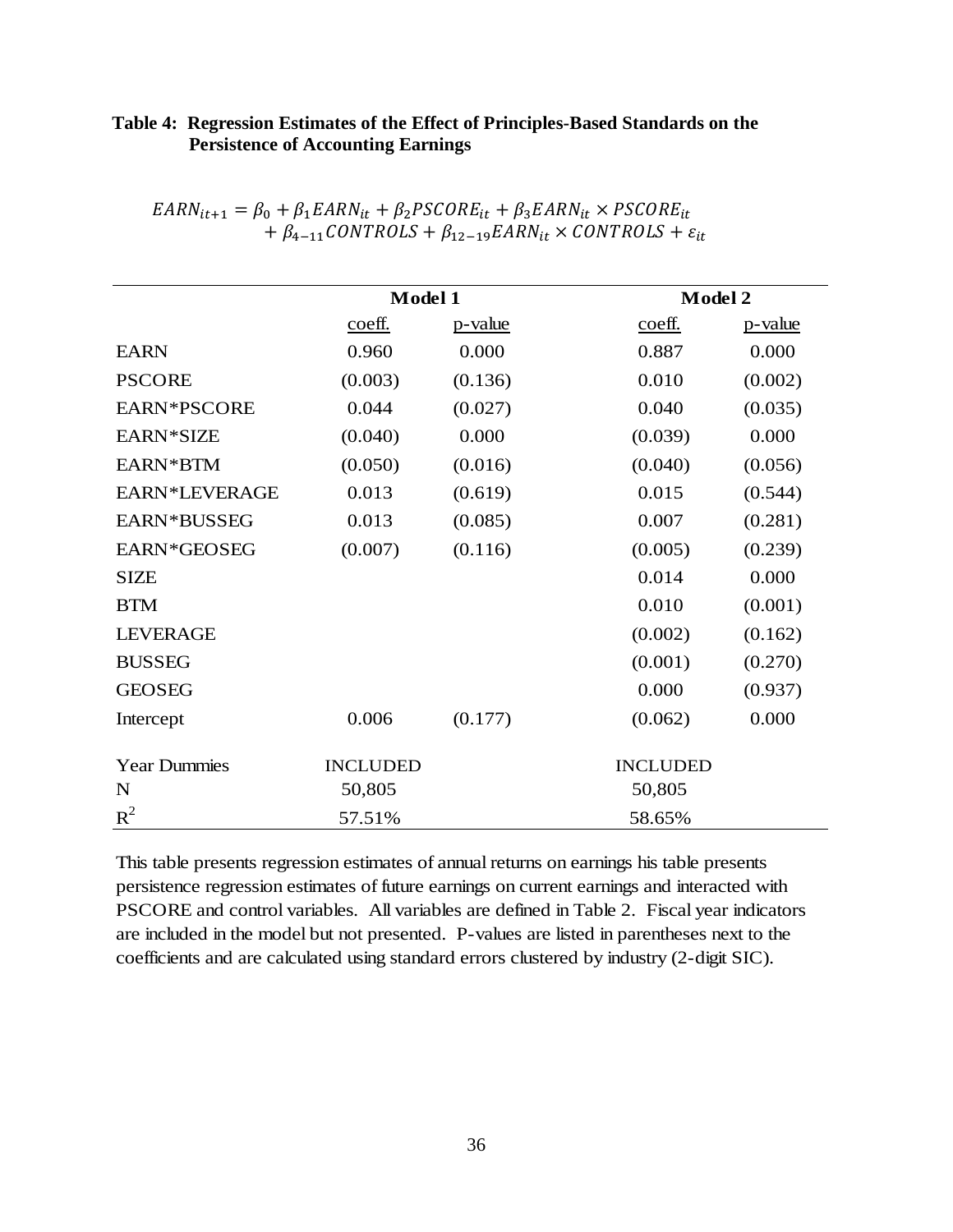**Table 4: Regression Estimates of the Effect of Principles-Based Standards on the Persistence of Accounting Earnings**

$$EARN_{it+1} = \beta_0 + \beta_1 EARN_{it} + \beta_2 PSCORE_{it} + \beta_3 EARN_{it} \times PSCORE_{it} + \beta_{4-11} CONTROLS + \beta_{12-19} EARN_{it} \times CONTROLS + \varepsilon_{it}$$

| | Model 1 | | Model 2 | |
|---|---|---|---|---|
| | coeff. | p-value | coeff. | p-value |
| EARN | 0.960 | 0.000 | 0.887 | 0.000 |
| PSCORE | (0.003) | (0.136) | 0.010 | (0.002) |
| EARN*PSCORE | 0.044 | (0.027) | 0.040 | (0.035) |
| EARN*SIZE | (0.040) | 0.000 | (0.039) | 0.000 |
| EARN*BTM | (0.050) | (0.016) | (0.040) | (0.056) |
| EARN*LEVERAGE | 0.013 | (0.619) | 0.015 | (0.544) |
| EARN*BUSSEG | 0.013 | (0.085) | 0.007 | (0.281) |
| EARN*GEOSEG | (0.007) | (0.116) | (0.005) | (0.239) |
| SIZE | | | 0.014 | 0.000 |
| BTM | | | 0.010 | (0.001) |
| LEVERAGE | | | (0.002) | (0.162) |
| BUSSEG | | | (0.001) | (0.270) |
| GEOSEG | | | 0.000 | (0.937) |
| Intercept | 0.006 | (0.177) | (0.062) | 0.000 |
| Year Dummies | INCLUDED | | INCLUDED | |
| N | 50,805 | | 50,805 | |
| $R^2$ | 57.51% | | 58.65% | |

This table presents regression estimates of annual returns on earnings his table presents persistence regression estimates of future earnings on current earnings and interacted with PSCORE and control variables. All variables are defined in Table 2. Fiscal year indicators are included in the model but not presented. P-values are listed in parentheses next to the coefficients and are calculated using standard errors clustered by industry (2-digit SIC).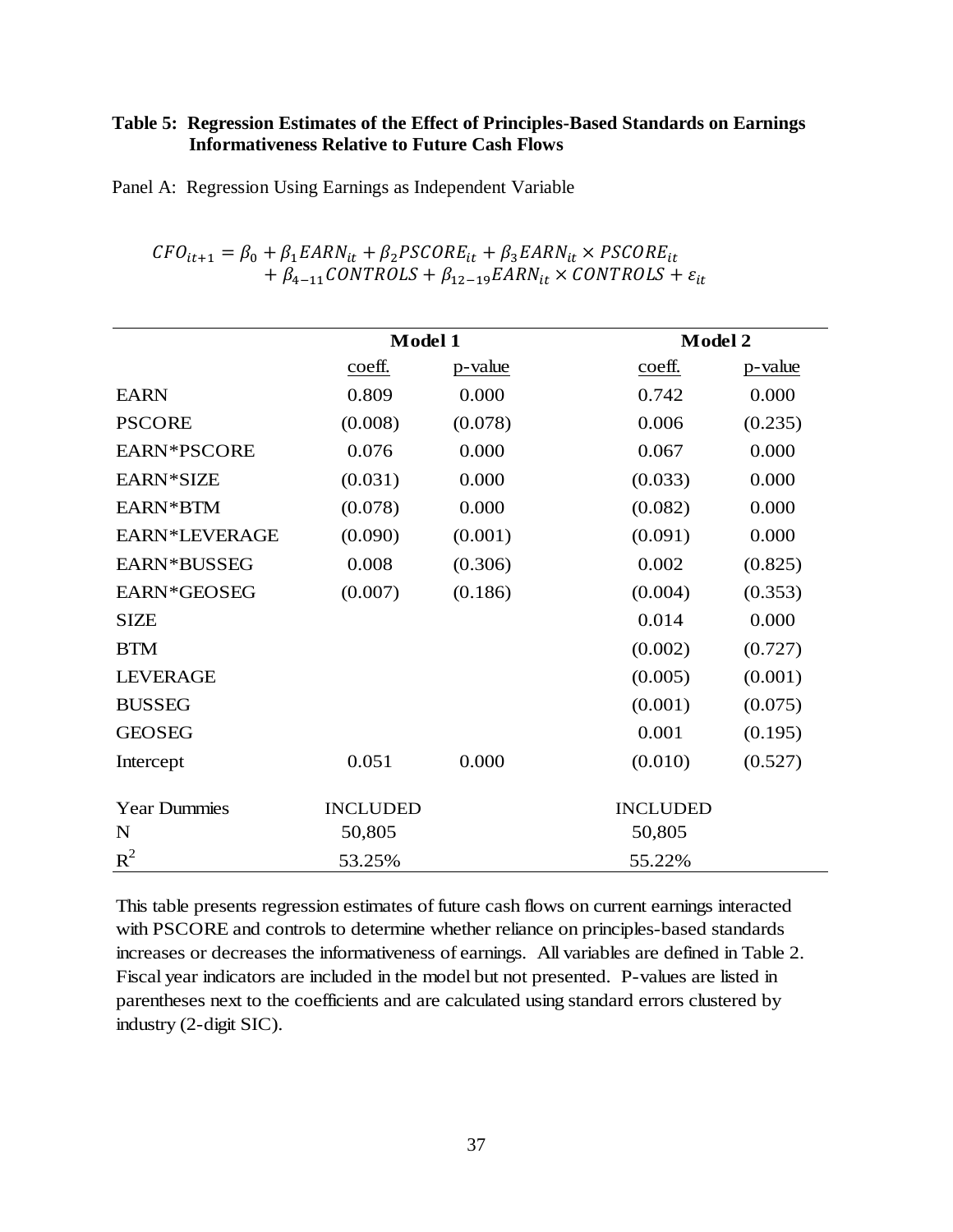**Table 5: Regression Estimates of the Effect of Principles-Based Standards on Earnings Informativeness Relative to Future Cash Flows**

Panel A: Regression Using Earnings as Independent Variable

$$CFO_{it+1} = \beta_0 + \beta_1 EARN_{it} + \beta_2 PSCORE_{it} + \beta_3 EARN_{it} \times PSCORE_{it} + \beta_{4-11} CONTROLS + \beta_{12-19} EARN_{it} \times CONTROLS + \varepsilon_{it}$$

| | **Model 1** | | **Model 2** | |
|---|---|---|---|---|
| | coeff. | p-value | coeff. | p-value |
| EARN | 0.809 | 0.000 | 0.742 | 0.000 |
| PSCORE | (0.008) | (0.078) | 0.006 | (0.235) |
| EARN*PSCORE | 0.076 | 0.000 | 0.067 | 0.000 |
| EARN*SIZE | (0.031) | 0.000 | (0.033) | 0.000 |
| EARN*BTM | (0.078) | 0.000 | (0.082) | 0.000 |
| EARN*LEVERAGE | (0.090) | (0.001) | (0.091) | 0.000 |
| EARN*BUSSEG | 0.008 | (0.306) | 0.002 | (0.825) |
| EARN*GEOSEG | (0.007) | (0.186) | (0.004) | (0.353) |
| SIZE | | | 0.014 | 0.000 |
| BTM | | | (0.002) | (0.727) |
| LEVERAGE | | | (0.005) | (0.001) |
| BUSSEG | | | (0.001) | (0.075) |
| GEOSEG | | | 0.001 | (0.195) |
| Intercept | 0.051 | 0.000 | (0.010) | (0.527) |
| Year Dummies | INCLUDED | | INCLUDED | |
| N | 50,805 | | 50,805 | |
| $R^2$ | 53.25% | | 55.22% | |

This table presents regression estimates of future cash flows on current earnings interacted with PSCORE and controls to determine whether reliance on principles-based standards increases or decreases the informativeness of earnings. All variables are defined in Table 2. Fiscal year indicators are included in the model but not presented. P-values are listed in parentheses next to the coefficients and are calculated using standard errors clustered by industry (2-digit SIC).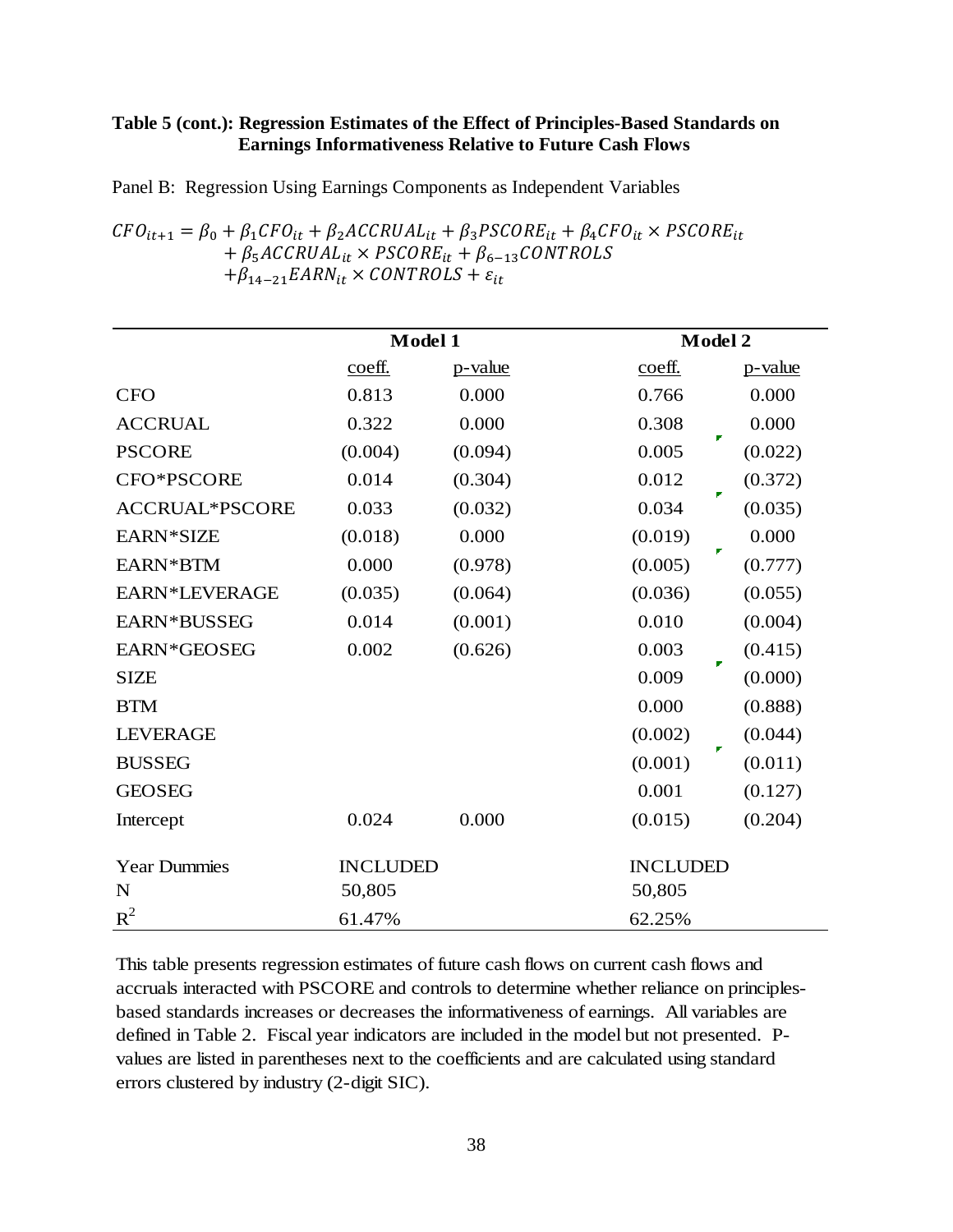**Table 5 (cont.): Regression Estimates of the Effect of Principles-Based Standards on Earnings Informativeness Relative to Future Cash Flows**

Panel B: Regression Using Earnings Components as Independent Variables

$$CFO_{it+1} = \beta_0 + \beta_1 CFO_{it} + \beta_2 ACCRUAL_{it} + \beta_3 PSCORE_{it} + \beta_4 CFO_{it} \times PSCORE_{it} + \beta_5 ACCRUAL_{it} \times PSCORE_{it} + \beta_{6-13} CONTROLS + \beta_{14-21} EARN_{it} \times CONTROLS + \varepsilon_{it}$$

| | Model 1 | | Model 2 | |
|---|---|---|---|---|
| | coeff. | p-value | coeff. | p-value |
| CFO | 0.813 | 0.000 | 0.766 | 0.000 |
| ACCRUAL | 0.322 | 0.000 | 0.308 | 0.000 |
| PSCORE | (0.004) | (0.094) | 0.005 | (0.022) |
| CFO*PSCORE | 0.014 | (0.304) | 0.012 | (0.372) |
| ACCRUAL*PSCORE | 0.033 | (0.032) | 0.034 | (0.035) |
| EARN*SIZE | (0.018) | 0.000 | (0.019) | 0.000 |
| EARN*BTM | 0.000 | (0.978) | (0.005) | (0.777) |
| EARN*LEVERAGE | (0.035) | (0.064) | (0.036) | (0.055) |
| EARN*BUSSEG | 0.014 | (0.001) | 0.010 | (0.004) |
| EARN*GEOSEG | 0.002 | (0.626) | 0.003 | (0.415) |
| SIZE | | | 0.009 | (0.000) |
| BTM | | | 0.000 | (0.888) |
| LEVERAGE | | | (0.002) | (0.044) |
| BUSSEG | | | (0.001) | (0.011) |
| GEOSEG | | | 0.001 | (0.127) |
| Intercept | 0.024 | 0.000 | (0.015) | (0.204) |
| Year Dummies | INCLUDED | | INCLUDED | |
| N | 50,805 | | 50,805 | |
| $R^2$ | 61.47% | | 62.25% | |

This table presents regression estimates of future cash flows on current cash flows and accruals interacted with PSCORE and controls to determine whether reliance on principles-based standards increases or decreases the informativeness of earnings. All variables are defined in Table 2. Fiscal year indicators are included in the model but not presented. P-values are listed in parentheses next to the coefficients and are calculated using standard errors clustered by industry (2-digit SIC).